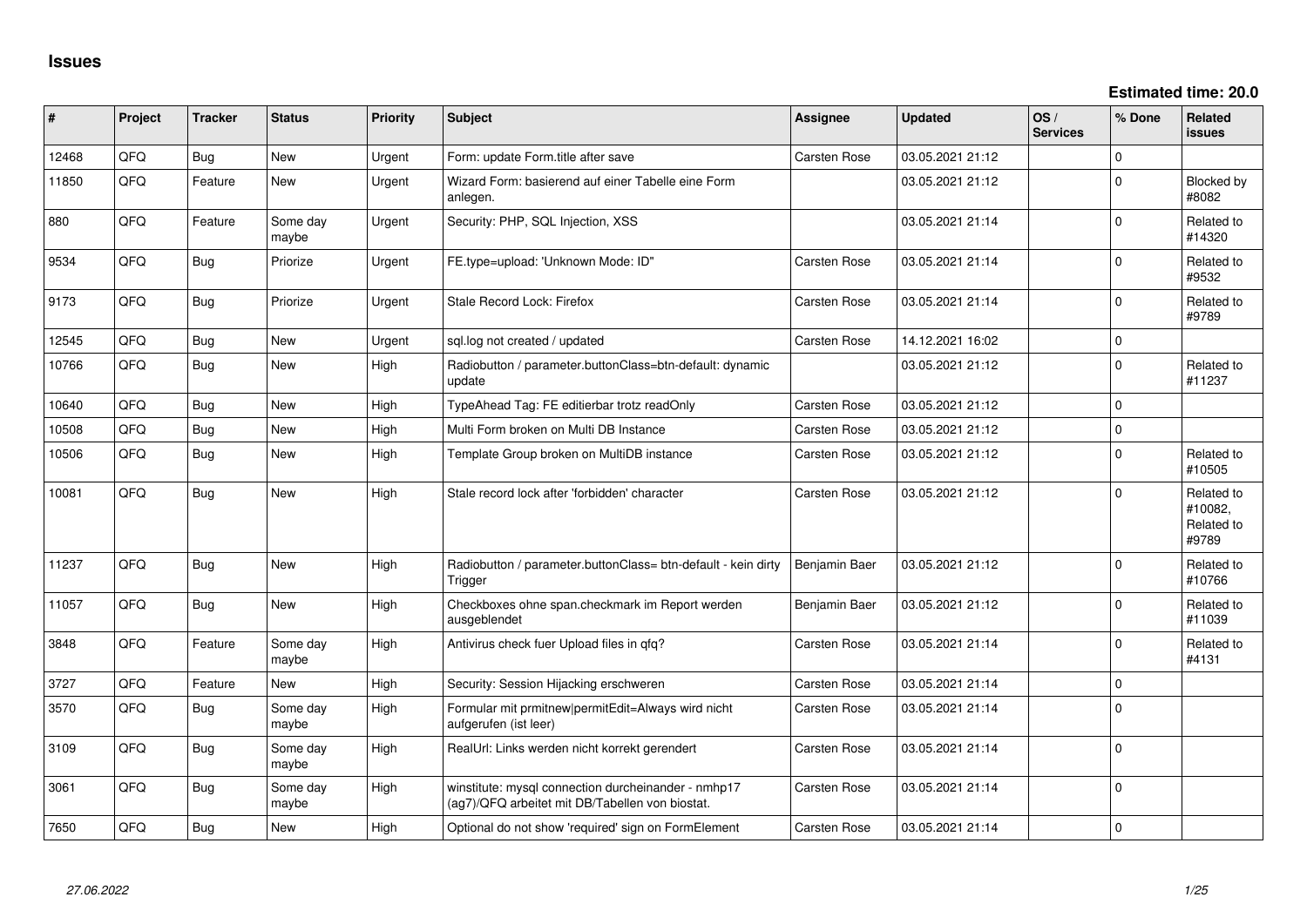# Issues

**Estimated time: 20.0**

| # | Project | Tracker | Status | Priority | Subject | Assignee | Updated | OS / Services | % Done | Related issues |
|---|---|---|---|---|---|---|---|---|---|---|
| 12468 | QFQ | Bug | New | Urgent | Form: update Form.title after save | Carsten Rose | 03.05.2021 21:12 | | 0 | |
| 11850 | QFQ | Feature | New | Urgent | Wizard Form: basierend auf einer Tabelle eine Form anlegen. | | 03.05.2021 21:12 | | 0 | Blocked by #8082 |
| 880 | QFQ | Feature | Some day maybe | Urgent | Security: PHP, SQL Injection, XSS | | 03.05.2021 21:14 | | 0 | Related to #14320 |
| 9534 | QFQ | Bug | Priorize | Urgent | FE.type=upload: 'Unknown Mode: ID" | Carsten Rose | 03.05.2021 21:14 | | 0 | Related to #9532 |
| 9173 | QFQ | Bug | Priorize | Urgent | Stale Record Lock: Firefox | Carsten Rose | 03.05.2021 21:14 | | 0 | Related to #9789 |
| 12545 | QFQ | Bug | New | Urgent | sql.log not created / updated | Carsten Rose | 14.12.2021 16:02 | | 0 | |
| 10766 | QFQ | Bug | New | High | Radiobutton / parameter.buttonClass=btn-default: dynamic update | | 03.05.2021 21:12 | | 0 | Related to #11237 |
| 10640 | QFQ | Bug | New | High | TypeAhead Tag: FE editierbar trotz readOnly | Carsten Rose | 03.05.2021 21:12 | | 0 | |
| 10508 | QFQ | Bug | New | High | Multi Form broken on Multi DB Instance | Carsten Rose | 03.05.2021 21:12 | | 0 | |
| 10506 | QFQ | Bug | New | High | Template Group broken on MultiDB instance | Carsten Rose | 03.05.2021 21:12 | | 0 | Related to #10505 |
| 10081 | QFQ | Bug | New | High | Stale record lock after 'forbidden' character | Carsten Rose | 03.05.2021 21:12 | | 0 | Related to #10082, Related to #9789 |
| 11237 | QFQ | Bug | New | High | Radiobutton / parameter.buttonClass= btn-default - kein dirty Trigger | Benjamin Baer | 03.05.2021 21:12 | | 0 | Related to #10766 |
| 11057 | QFQ | Bug | New | High | Checkboxes ohne span.checkmark im Report werden ausgeblendet | Benjamin Baer | 03.05.2021 21:12 | | 0 | Related to #11039 |
| 3848 | QFQ | Feature | Some day maybe | High | Antivirus check fuer Upload files in qfq? | Carsten Rose | 03.05.2021 21:14 | | 0 | Related to #4131 |
| 3727 | QFQ | Feature | New | High | Security: Session Hijacking erschweren | Carsten Rose | 03.05.2021 21:14 | | 0 | |
| 3570 | QFQ | Bug | Some day maybe | High | Formular mit prmitnew\|permitEdit=Always wird nicht aufgerufen (ist leer) | Carsten Rose | 03.05.2021 21:14 | | 0 | |
| 3109 | QFQ | Bug | Some day maybe | High | RealUrl: Links werden nicht korrekt gerendert | Carsten Rose | 03.05.2021 21:14 | | 0 | |
| 3061 | QFQ | Bug | Some day maybe | High | winstitute: mysql connection durcheinander - nmhp17 (ag7)/QFQ arbeitet mit DB/Tabellen von biostat. | Carsten Rose | 03.05.2021 21:14 | | 0 | |
| 7650 | QFQ | Bug | New | High | Optional do not show 'required' sign on FormElement | Carsten Rose | 03.05.2021 21:14 | | 0 | |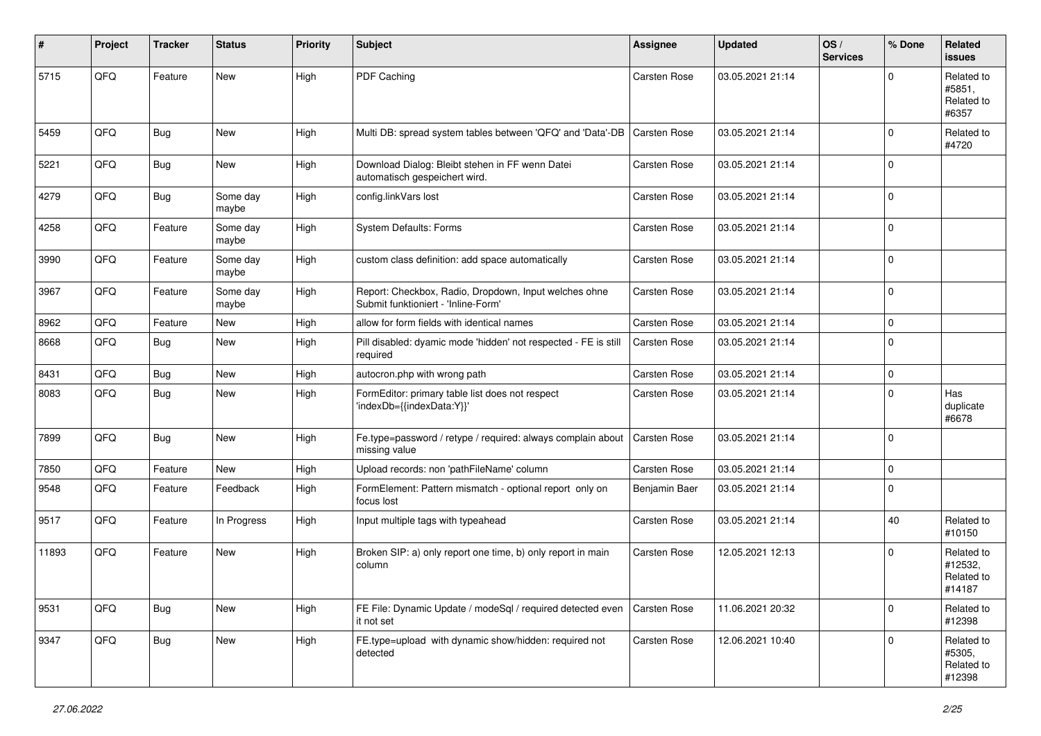| # | Project | Tracker | Status | Priority | Subject | Assignee | Updated | OS / Services | % Done | Related issues |
|---|---|---|---|---|---|---|---|---|---|---|
| 5715 | QFQ | Feature | New | High | PDF Caching | Carsten Rose | 03.05.2021 21:14 | | 0 | Related to #5851, Related to #6357 |
| 5459 | QFQ | Bug | New | High | Multi DB: spread system tables between 'QFQ' and 'Data'-DB | Carsten Rose | 03.05.2021 21:14 | | 0 | Related to #4720 |
| 5221 | QFQ | Bug | New | High | Download Dialog: Bleibt stehen in FF wenn Datei automatisch gespeichert wird. | Carsten Rose | 03.05.2021 21:14 | | 0 | |
| 4279 | QFQ | Bug | Some day maybe | High | config.linkVars lost | Carsten Rose | 03.05.2021 21:14 | | 0 | |
| 4258 | QFQ | Feature | Some day maybe | High | System Defaults: Forms | Carsten Rose | 03.05.2021 21:14 | | 0 | |
| 3990 | QFQ | Feature | Some day maybe | High | custom class definition: add space automatically | Carsten Rose | 03.05.2021 21:14 | | 0 | |
| 3967 | QFQ | Feature | Some day maybe | High | Report: Checkbox, Radio, Dropdown, Input welches ohne Submit funktioniert - 'Inline-Form' | Carsten Rose | 03.05.2021 21:14 | | 0 | |
| 8962 | QFQ | Feature | New | High | allow for form fields with identical names | Carsten Rose | 03.05.2021 21:14 | | 0 | |
| 8668 | QFQ | Bug | New | High | Pill disabled: dyamic mode 'hidden' not respected - FE is still required | Carsten Rose | 03.05.2021 21:14 | | 0 | |
| 8431 | QFQ | Bug | New | High | autocron.php with wrong path | Carsten Rose | 03.05.2021 21:14 | | 0 | |
| 8083 | QFQ | Bug | New | High | FormEditor: primary table list does not respect 'indexDb={{indexData:Y}}' | Carsten Rose | 03.05.2021 21:14 | | 0 | Has duplicate #6678 |
| 7899 | QFQ | Bug | New | High | Fe.type=password / retype / required: always complain about missing value | Carsten Rose | 03.05.2021 21:14 | | 0 | |
| 7850 | QFQ | Feature | New | High | Upload records: non 'pathFileName' column | Carsten Rose | 03.05.2021 21:14 | | 0 | |
| 9548 | QFQ | Feature | Feedback | High | FormElement: Pattern mismatch - optional report only on focus lost | Benjamin Baer | 03.05.2021 21:14 | | 0 | |
| 9517 | QFQ | Feature | In Progress | High | Input multiple tags with typeahead | Carsten Rose | 03.05.2021 21:14 | | 40 | Related to #10150 |
| 11893 | QFQ | Feature | New | High | Broken SIP: a) only report one time, b) only report in main column | Carsten Rose | 12.05.2021 12:13 | | 0 | Related to #12532, Related to #14187 |
| 9531 | QFQ | Bug | New | High | FE File: Dynamic Update / modeSql / required detected even it not set | Carsten Rose | 11.06.2021 20:32 | | 0 | Related to #12398 |
| 9347 | QFQ | Bug | New | High | FE.type=upload with dynamic show/hidden: required not detected | Carsten Rose | 12.06.2021 10:40 | | 0 | Related to #5305, Related to #12398 |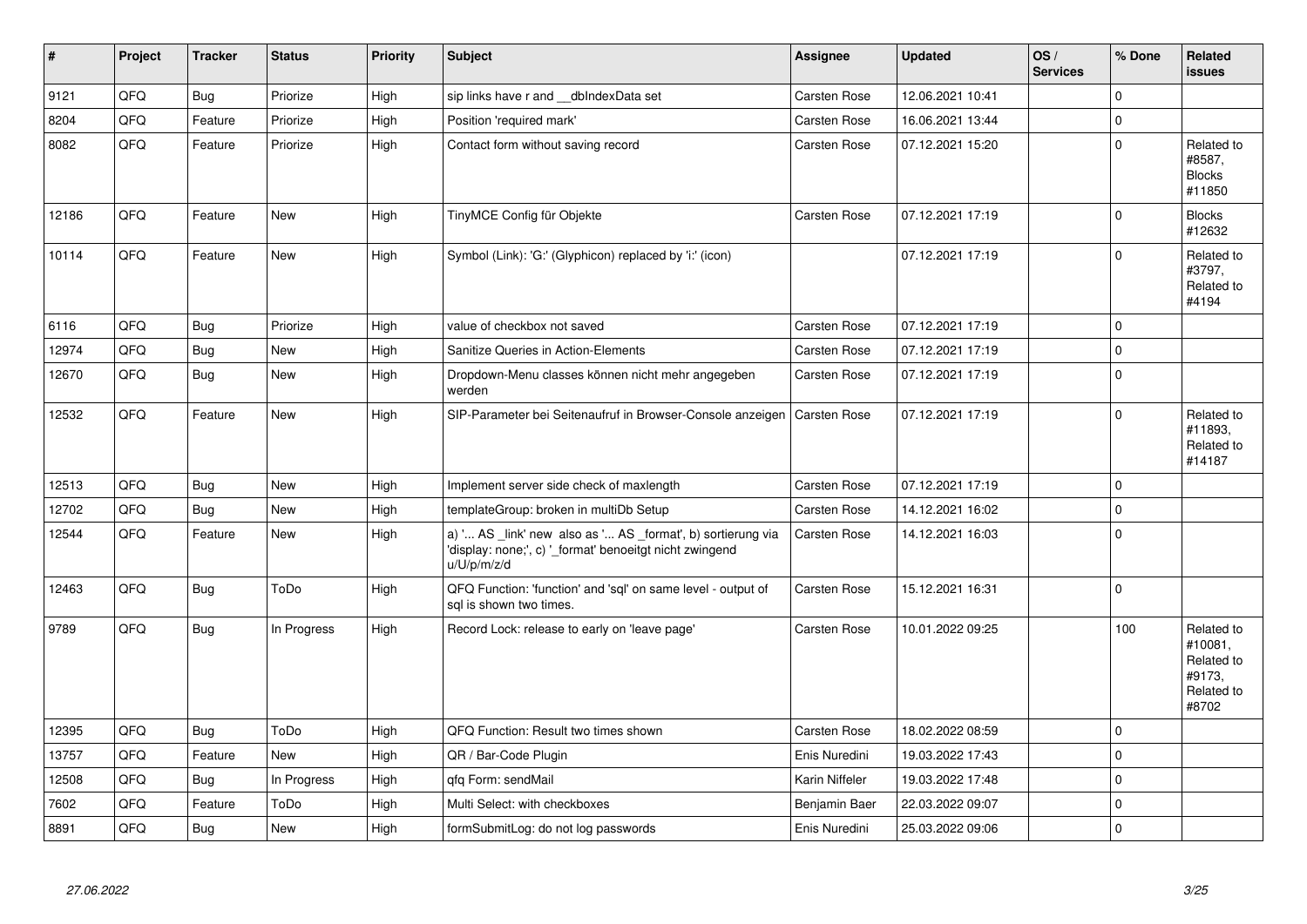| # | Project | Tracker | Status | Priority | Subject | Assignee | Updated | OS / Services | % Done | Related issues |
|---|---|---|---|---|---|---|---|---|---|---|
| 9121 | QFQ | Bug | Priorize | High | sip links have r and __dbIndexData set | Carsten Rose | 12.06.2021 10:41 | | 0 | |
| 8204 | QFQ | Feature | Priorize | High | Position 'required mark' | Carsten Rose | 16.06.2021 13:44 | | 0 | |
| 8082 | QFQ | Feature | Priorize | High | Contact form without saving record | Carsten Rose | 07.12.2021 15:20 | | 0 | Related to #8587, Blocks #11850 |
| 12186 | QFQ | Feature | New | High | TinyMCE Config für Objekte | Carsten Rose | 07.12.2021 17:19 | | 0 | Blocks #12632 |
| 10114 | QFQ | Feature | New | High | Symbol (Link): 'G:' (Glyphicon) replaced by 'i:' (icon) | | 07.12.2021 17:19 | | 0 | Related to #3797, Related to #4194 |
| 6116 | QFQ | Bug | Priorize | High | value of checkbox not saved | Carsten Rose | 07.12.2021 17:19 | | 0 | |
| 12974 | QFQ | Bug | New | High | Sanitize Queries in Action-Elements | Carsten Rose | 07.12.2021 17:19 | | 0 | |
| 12670 | QFQ | Bug | New | High | Dropdown-Menu classes können nicht mehr angegeben werden | Carsten Rose | 07.12.2021 17:19 | | 0 | |
| 12532 | QFQ | Feature | New | High | SIP-Parameter bei Seitenaufruf in Browser-Console anzeigen | Carsten Rose | 07.12.2021 17:19 | | 0 | Related to #11893, Related to #14187 |
| 12513 | QFQ | Bug | New | High | Implement server side check of maxlength | Carsten Rose | 07.12.2021 17:19 | | 0 | |
| 12702 | QFQ | Bug | New | High | templateGroup: broken in multiDb Setup | Carsten Rose | 14.12.2021 16:02 | | 0 | |
| 12544 | QFQ | Feature | New | High | a) '... AS _link' new also as '... AS _format', b) sortierung via 'display: none;', c) '_format' benoeitgt nicht zwingend u/U/p/m/z/d | Carsten Rose | 14.12.2021 16:03 | | 0 | |
| 12463 | QFQ | Bug | ToDo | High | QFQ Function: 'function' and 'sql' on same level - output of sql is shown two times. | Carsten Rose | 15.12.2021 16:31 | | 0 | |
| 9789 | QFQ | Bug | In Progress | High | Record Lock: release to early on 'leave page' | Carsten Rose | 10.01.2022 09:25 | | 100 | Related to #10081, Related to #9173, Related to #8702 |
| 12395 | QFQ | Bug | ToDo | High | QFQ Function: Result two times shown | Carsten Rose | 18.02.2022 08:59 | | 0 | |
| 13757 | QFQ | Feature | New | High | QR / Bar-Code Plugin | Enis Nuredini | 19.03.2022 17:43 | | 0 | |
| 12508 | QFQ | Bug | In Progress | High | qfq Form: sendMail | Karin Niffeler | 19.03.2022 17:48 | | 0 | |
| 7602 | QFQ | Feature | ToDo | High | Multi Select: with checkboxes | Benjamin Baer | 22.03.2022 09:07 | | 0 | |
| 8891 | QFQ | Bug | New | High | formSubmitLog: do not log passwords | Enis Nuredini | 25.03.2022 09:06 | | 0 | |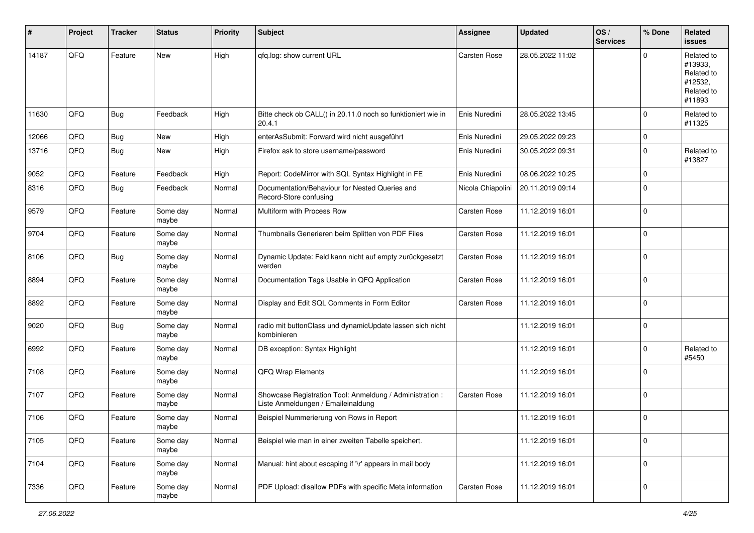| # | Project | Tracker | Status | Priority | Subject | Assignee | Updated | OS / Services | % Done | Related issues |
|---|---|---|---|---|---|---|---|---|---|---|
| 14187 | QFQ | Feature | New | High | qfq.log: show current URL | Carsten Rose | 28.05.2022 11:02 | | 0 | Related to #13933, Related to #12532, Related to #11893 |
| 11630 | QFQ | Bug | Feedback | High | Bitte check ob CALL() in 20.11.0 noch so funktioniert wie in 20.4.1 | Enis Nuredini | 28.05.2022 13:45 | | 0 | Related to #11325 |
| 12066 | QFQ | Bug | New | High | enterAsSubmit: Forward wird nicht ausgeführt | Enis Nuredini | 29.05.2022 09:23 | | 0 | |
| 13716 | QFQ | Bug | New | High | Firefox ask to store username/password | Enis Nuredini | 30.05.2022 09:31 | | 0 | Related to #13827 |
| 9052 | QFQ | Feature | Feedback | High | Report: CodeMirror with SQL Syntax Highlight in FE | Enis Nuredini | 08.06.2022 10:25 | | 0 | |
| 8316 | QFQ | Bug | Feedback | Normal | Documentation/Behaviour for Nested Queries and Record-Store confusing | Nicola Chiapolini | 20.11.2019 09:14 | | 0 | |
| 9579 | QFQ | Feature | Some day maybe | Normal | Multiform with Process Row | Carsten Rose | 11.12.2019 16:01 | | 0 | |
| 9704 | QFQ | Feature | Some day maybe | Normal | Thumbnails Generieren beim Splitten von PDF Files | Carsten Rose | 11.12.2019 16:01 | | 0 | |
| 8106 | QFQ | Bug | Some day maybe | Normal | Dynamic Update: Feld kann nicht auf empty zurückgesetzt werden | Carsten Rose | 11.12.2019 16:01 | | 0 | |
| 8894 | QFQ | Feature | Some day maybe | Normal | Documentation Tags Usable in QFQ Application | Carsten Rose | 11.12.2019 16:01 | | 0 | |
| 8892 | QFQ | Feature | Some day maybe | Normal | Display and Edit SQL Comments in Form Editor | Carsten Rose | 11.12.2019 16:01 | | 0 | |
| 9020 | QFQ | Bug | Some day maybe | Normal | radio mit buttonClass und dynamicUpdate lassen sich nicht kombinieren | | 11.12.2019 16:01 | | 0 | |
| 6992 | QFQ | Feature | Some day maybe | Normal | DB exception: Syntax Highlight | | 11.12.2019 16:01 | | 0 | Related to #5450 |
| 7108 | QFQ | Feature | Some day maybe | Normal | QFQ Wrap Elements | | 11.12.2019 16:01 | | 0 | |
| 7107 | QFQ | Feature | Some day maybe | Normal | Showcase Registration Tool: Anmeldung / Administration : Liste Anmeldungen / Emaileinaldung | Carsten Rose | 11.12.2019 16:01 | | 0 | |
| 7106 | QFQ | Feature | Some day maybe | Normal | Beispiel Nummerierung von Rows in Report | | 11.12.2019 16:01 | | 0 | |
| 7105 | QFQ | Feature | Some day maybe | Normal | Beispiel wie man in einer zweiten Tabelle speichert. | | 11.12.2019 16:01 | | 0 | |
| 7104 | QFQ | Feature | Some day maybe | Normal | Manual: hint about escaping if '\r' appears in mail body | | 11.12.2019 16:01 | | 0 | |
| 7336 | QFQ | Feature | Some day maybe | Normal | PDF Upload: disallow PDFs with specific Meta information | Carsten Rose | 11.12.2019 16:01 | | 0 | |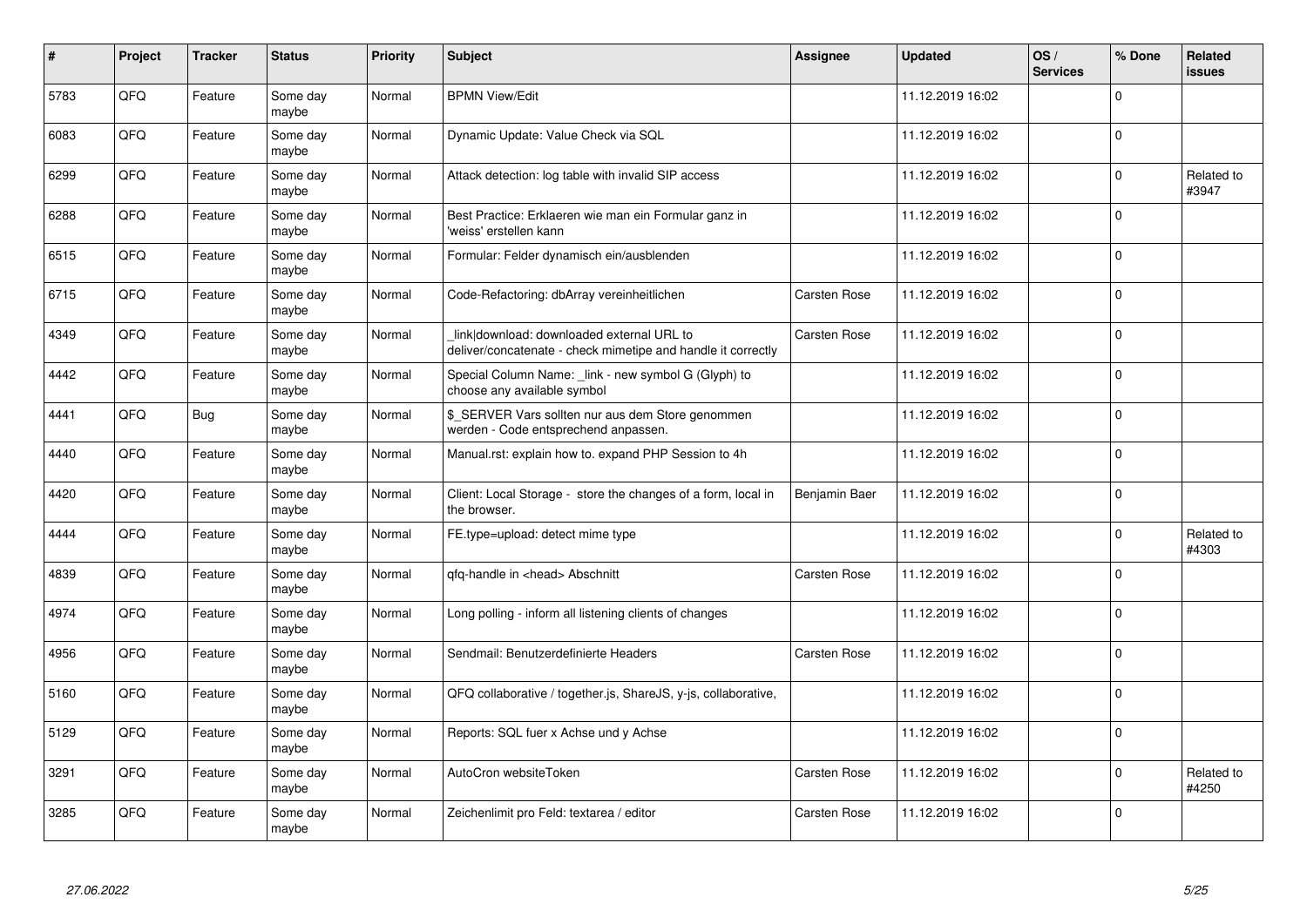| # | Project | Tracker | Status | Priority | Subject | Assignee | Updated | OS / Services | % Done | Related issues |
|---|---|---|---|---|---|---|---|---|---|---|
| 5783 | QFQ | Feature | Some day maybe | Normal | BPMN View/Edit | | 11.12.2019 16:02 | | 0 | |
| 6083 | QFQ | Feature | Some day maybe | Normal | Dynamic Update: Value Check via SQL | | 11.12.2019 16:02 | | 0 | |
| 6299 | QFQ | Feature | Some day maybe | Normal | Attack detection: log table with invalid SIP access | | 11.12.2019 16:02 | | 0 | Related to #3947 |
| 6288 | QFQ | Feature | Some day maybe | Normal | Best Practice: Erklaeren wie man ein Formular ganz in 'weiss' erstellen kann | | 11.12.2019 16:02 | | 0 | |
| 6515 | QFQ | Feature | Some day maybe | Normal | Formular: Felder dynamisch ein/ausblenden | | 11.12.2019 16:02 | | 0 | |
| 6715 | QFQ | Feature | Some day maybe | Normal | Code-Refactoring: dbArray vereinheitlichen | Carsten Rose | 11.12.2019 16:02 | | 0 | |
| 4349 | QFQ | Feature | Some day maybe | Normal | _link\|download: downloaded external URL to deliver/concatenate - check mimetipe and handle it correctly | Carsten Rose | 11.12.2019 16:02 | | 0 | |
| 4442 | QFQ | Feature | Some day maybe | Normal | Special Column Name: _link - new symbol G (Glyph) to choose any available symbol | | 11.12.2019 16:02 | | 0 | |
| 4441 | QFQ | Bug | Some day maybe | Normal | $_SERVER Vars sollten nur aus dem Store genommen werden - Code entsprechend anpassen. | | 11.12.2019 16:02 | | 0 | |
| 4440 | QFQ | Feature | Some day maybe | Normal | Manual.rst: explain how to. expand PHP Session to 4h | | 11.12.2019 16:02 | | 0 | |
| 4420 | QFQ | Feature | Some day maybe | Normal | Client: Local Storage - store the changes of a form, local in the browser. | Benjamin Baer | 11.12.2019 16:02 | | 0 | |
| 4444 | QFQ | Feature | Some day maybe | Normal | FE.type=upload: detect mime type | | 11.12.2019 16:02 | | 0 | Related to #4303 |
| 4839 | QFQ | Feature | Some day maybe | Normal | qfq-handle in <head> Abschnitt | Carsten Rose | 11.12.2019 16:02 | | 0 | |
| 4974 | QFQ | Feature | Some day maybe | Normal | Long polling - inform all listening clients of changes | | 11.12.2019 16:02 | | 0 | |
| 4956 | QFQ | Feature | Some day maybe | Normal | Sendmail: Benutzerdefinierte Headers | Carsten Rose | 11.12.2019 16:02 | | 0 | |
| 5160 | QFQ | Feature | Some day maybe | Normal | QFQ collaborative / together.js, ShareJS, y-js, collaborative, | | 11.12.2019 16:02 | | 0 | |
| 5129 | QFQ | Feature | Some day maybe | Normal | Reports: SQL fuer x Achse und y Achse | | 11.12.2019 16:02 | | 0 | |
| 3291 | QFQ | Feature | Some day maybe | Normal | AutoCron websiteToken | Carsten Rose | 11.12.2019 16:02 | | 0 | Related to #4250 |
| 3285 | QFQ | Feature | Some day maybe | Normal | Zeichenlimit pro Feld: textarea / editor | Carsten Rose | 11.12.2019 16:02 | | 0 | |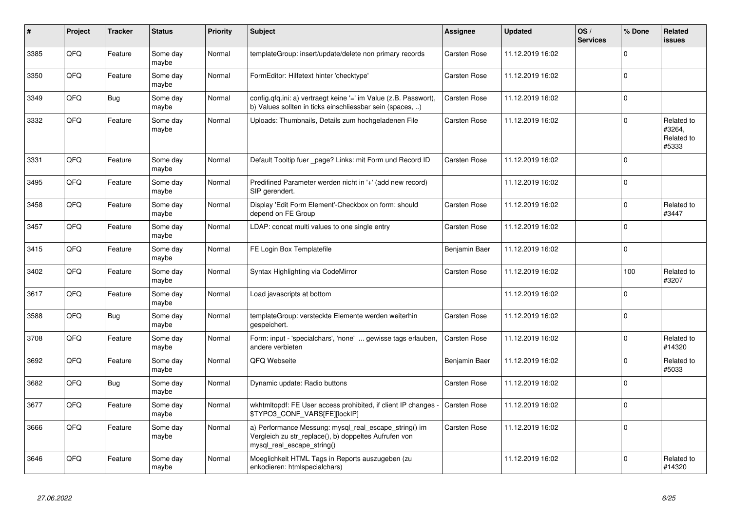| # | Project | Tracker | Status | Priority | Subject | Assignee | Updated | OS / Services | % Done | Related issues |
|---|---|---|---|---|---|---|---|---|---|---|
| 3385 | QFQ | Feature | Some day maybe | Normal | templateGroup: insert/update/delete non primary records | Carsten Rose | 11.12.2019 16:02 | | 0 | |
| 3350 | QFQ | Feature | Some day maybe | Normal | FormEditor: Hilfetext hinter 'checktype' | Carsten Rose | 11.12.2019 16:02 | | 0 | |
| 3349 | QFQ | Bug | Some day maybe | Normal | config.qfq.ini: a) vertraegt keine '=' im Value (z.B. Passwort), b) Values sollten in ticks einschliessbar sein (spaces, ..) | Carsten Rose | 11.12.2019 16:02 | | 0 | |
| 3332 | QFQ | Feature | Some day maybe | Normal | Uploads: Thumbnails, Details zum hochgeladenen File | Carsten Rose | 11.12.2019 16:02 | | 0 | Related to #3264, Related to #5333 |
| 3331 | QFQ | Feature | Some day maybe | Normal | Default Tooltip fuer _page? Links: mit Form und Record ID | Carsten Rose | 11.12.2019 16:02 | | 0 | |
| 3495 | QFQ | Feature | Some day maybe | Normal | Predifined Parameter werden nicht in '+' (add new record) SIP gerendert. | | 11.12.2019 16:02 | | 0 | |
| 3458 | QFQ | Feature | Some day maybe | Normal | Display 'Edit Form Element'-Checkbox on form: should depend on FE Group | Carsten Rose | 11.12.2019 16:02 | | 0 | Related to #3447 |
| 3457 | QFQ | Feature | Some day maybe | Normal | LDAP: concat multi values to one single entry | Carsten Rose | 11.12.2019 16:02 | | 0 | |
| 3415 | QFQ | Feature | Some day maybe | Normal | FE Login Box Templatefile | Benjamin Baer | 11.12.2019 16:02 | | 0 | |
| 3402 | QFQ | Feature | Some day maybe | Normal | Syntax Highlighting via CodeMirror | Carsten Rose | 11.12.2019 16:02 | | 100 | Related to #3207 |
| 3617 | QFQ | Feature | Some day maybe | Normal | Load javascripts at bottom | | 11.12.2019 16:02 | | 0 | |
| 3588 | QFQ | Bug | Some day maybe | Normal | templateGroup: versteckte Elemente werden weiterhin gespeichert. | Carsten Rose | 11.12.2019 16:02 | | 0 | |
| 3708 | QFQ | Feature | Some day maybe | Normal | Form: input - 'specialchars', 'none' ... gewisse tags erlauben, andere verbieten | Carsten Rose | 11.12.2019 16:02 | | 0 | Related to #14320 |
| 3692 | QFQ | Feature | Some day maybe | Normal | QFQ Webseite | Benjamin Baer | 11.12.2019 16:02 | | 0 | Related to #5033 |
| 3682 | QFQ | Bug | Some day maybe | Normal | Dynamic update: Radio buttons | Carsten Rose | 11.12.2019 16:02 | | 0 | |
| 3677 | QFQ | Feature | Some day maybe | Normal | wkhtmltopdf: FE User access prohibited, if client IP changes - $TYPO3_CONF_VARS[FE][lockIP] | Carsten Rose | 11.12.2019 16:02 | | 0 | |
| 3666 | QFQ | Feature | Some day maybe | Normal | a) Performance Messung: mysql_real_escape_string() im Vergleich zu str_replace(), b) doppeltes Aufrufen von mysql_real_escape_string() | Carsten Rose | 11.12.2019 16:02 | | 0 | |
| 3646 | QFQ | Feature | Some day maybe | Normal | Moeglichkeit HTML Tags in Reports auszugeben (zu enkodieren: htmlspecialchars) | | 11.12.2019 16:02 | | 0 | Related to #14320 |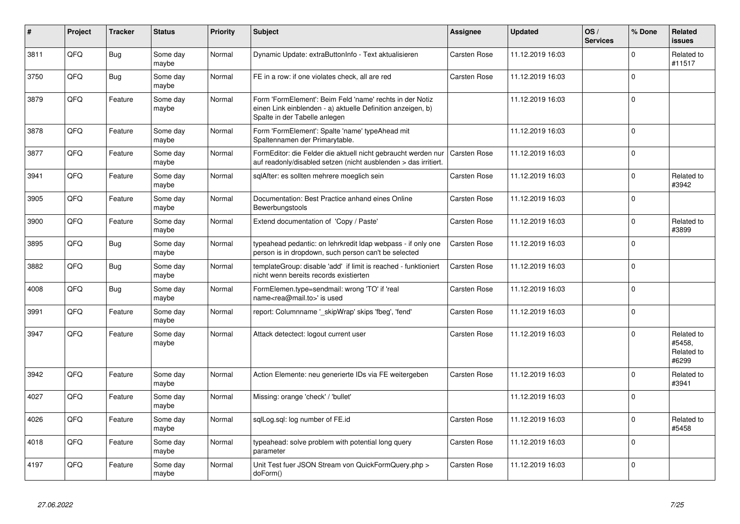| # | Project | Tracker | Status | Priority | Subject | Assignee | Updated | OS / Services | % Done | Related issues |
|---|---|---|---|---|---|---|---|---|---|---|
| 3811 | QFQ | Bug | Some day maybe | Normal | Dynamic Update: extraButtonInfo - Text aktualisieren | Carsten Rose | 11.12.2019 16:03 | | 0 | Related to #11517 |
| 3750 | QFQ | Bug | Some day maybe | Normal | FE in a row: if one violates check, all are red | Carsten Rose | 11.12.2019 16:03 | | 0 | |
| 3879 | QFQ | Feature | Some day maybe | Normal | Form 'FormElement': Beim Feld 'name' rechts in der Notiz einen Link einblenden - a) aktuelle Definition anzeigen, b) Spalte in der Tabelle anlegen | | 11.12.2019 16:03 | | 0 | |
| 3878 | QFQ | Feature | Some day maybe | Normal | Form 'FormElement': Spalte 'name' typeAhead mit Spaltennamen der Primarytable. | | 11.12.2019 16:03 | | 0 | |
| 3877 | QFQ | Feature | Some day maybe | Normal | FormEditor: die Felder die aktuell nicht gebraucht werden nur auf readonly/disabled setzen (nicht ausblenden > das irritiert. | Carsten Rose | 11.12.2019 16:03 | | 0 | |
| 3941 | QFQ | Feature | Some day maybe | Normal | sqlAfter: es sollten mehrere moeglich sein | Carsten Rose | 11.12.2019 16:03 | | 0 | Related to #3942 |
| 3905 | QFQ | Feature | Some day maybe | Normal | Documentation: Best Practice anhand eines Online Bewerbungstools | Carsten Rose | 11.12.2019 16:03 | | 0 | |
| 3900 | QFQ | Feature | Some day maybe | Normal | Extend documentation of 'Copy / Paste' | Carsten Rose | 11.12.2019 16:03 | | 0 | Related to #3899 |
| 3895 | QFQ | Bug | Some day maybe | Normal | typeahead pedantic: on lehrkredit ldap webpass - if only one person is in dropdown, such person can't be selected | Carsten Rose | 11.12.2019 16:03 | | 0 | |
| 3882 | QFQ | Bug | Some day maybe | Normal | templateGroup: disable 'add' if limit is reached - funktioniert nicht wenn bereits records existierten | Carsten Rose | 11.12.2019 16:03 | | 0 | |
| 4008 | QFQ | Bug | Some day maybe | Normal | FormElemen.type=sendmail: wrong 'TO' if 'real name<rea@mail.to>' is used | Carsten Rose | 11.12.2019 16:03 | | 0 | |
| 3991 | QFQ | Feature | Some day maybe | Normal | report: Columnname '_skipWrap' skips 'fbeg', 'fend' | Carsten Rose | 11.12.2019 16:03 | | 0 | |
| 3947 | QFQ | Feature | Some day maybe | Normal | Attack detectect: logout current user | Carsten Rose | 11.12.2019 16:03 | | 0 | Related to #5458, Related to #6299 |
| 3942 | QFQ | Feature | Some day maybe | Normal | Action Elemente: neu generierte IDs via FE weitergeben | Carsten Rose | 11.12.2019 16:03 | | 0 | Related to #3941 |
| 4027 | QFQ | Feature | Some day maybe | Normal | Missing: orange 'check' / 'bullet' | | 11.12.2019 16:03 | | 0 | |
| 4026 | QFQ | Feature | Some day maybe | Normal | sqlLog.sql: log number of FE.id | Carsten Rose | 11.12.2019 16:03 | | 0 | Related to #5458 |
| 4018 | QFQ | Feature | Some day maybe | Normal | typeahead: solve problem with potential long query parameter | Carsten Rose | 11.12.2019 16:03 | | 0 | |
| 4197 | QFQ | Feature | Some day maybe | Normal | Unit Test fuer JSON Stream von QuickFormQuery.php > doForm() | Carsten Rose | 11.12.2019 16:03 | | 0 | |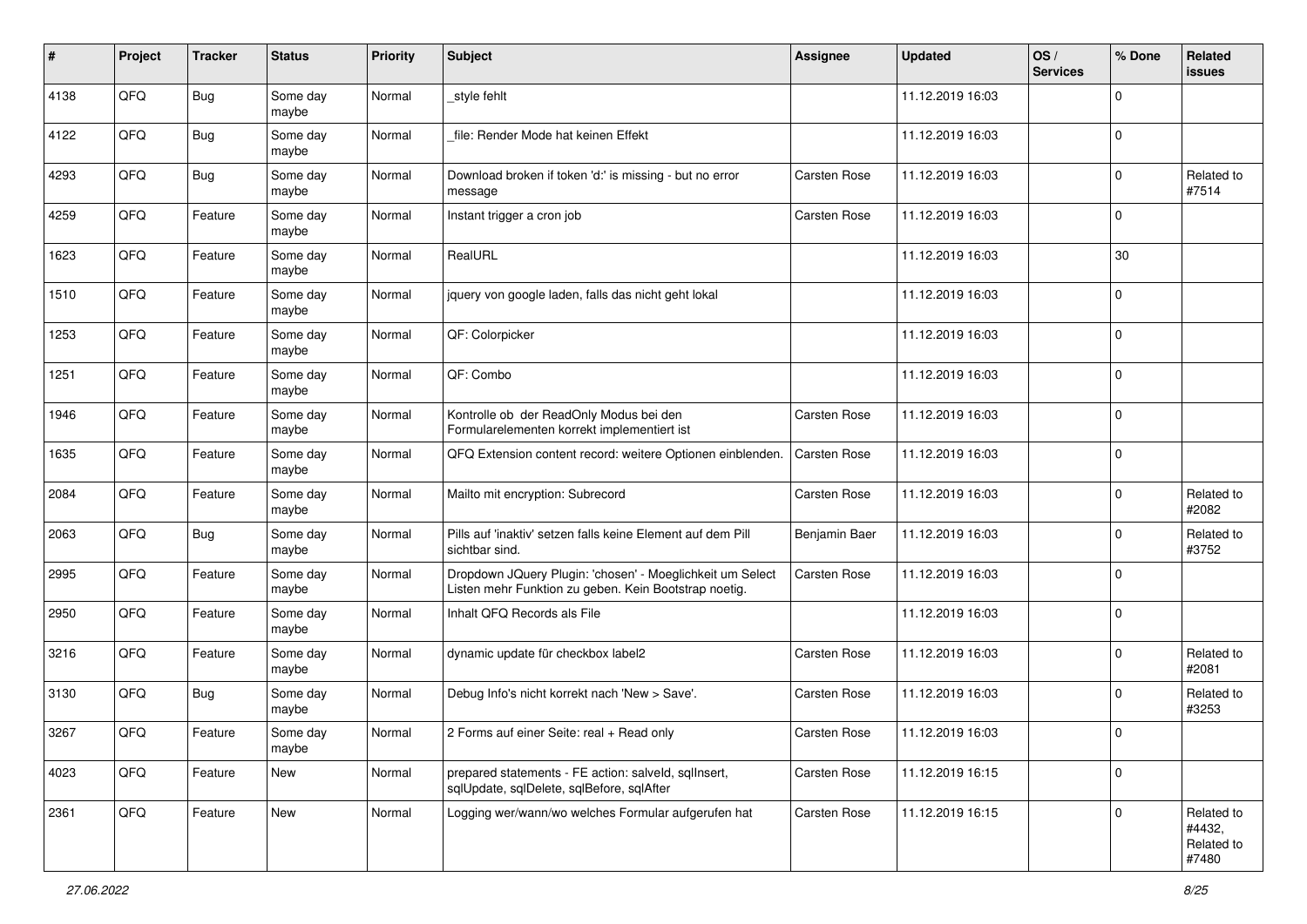| # | Project | Tracker | Status | Priority | Subject | Assignee | Updated | OS / Services | % Done | Related issues |
|---|---|---|---|---|---|---|---|---|---|---|
| 4138 | QFQ | Bug | Some day maybe | Normal | _style fehlt | | 11.12.2019 16:03 | | 0 | |
| 4122 | QFQ | Bug | Some day maybe | Normal | _file: Render Mode hat keinen Effekt | | 11.12.2019 16:03 | | 0 | |
| 4293 | QFQ | Bug | Some day maybe | Normal | Download broken if token 'd:' is missing - but no error message | Carsten Rose | 11.12.2019 16:03 | | 0 | Related to #7514 |
| 4259 | QFQ | Feature | Some day maybe | Normal | Instant trigger a cron job | Carsten Rose | 11.12.2019 16:03 | | 0 | |
| 1623 | QFQ | Feature | Some day maybe | Normal | RealURL | | 11.12.2019 16:03 | | 30 | |
| 1510 | QFQ | Feature | Some day maybe | Normal | jquery von google laden, falls das nicht geht lokal | | 11.12.2019 16:03 | | 0 | |
| 1253 | QFQ | Feature | Some day maybe | Normal | QF: Colorpicker | | 11.12.2019 16:03 | | 0 | |
| 1251 | QFQ | Feature | Some day maybe | Normal | QF: Combo | | 11.12.2019 16:03 | | 0 | |
| 1946 | QFQ | Feature | Some day maybe | Normal | Kontrolle ob der ReadOnly Modus bei den Formularelementen korrekt implementiert ist | Carsten Rose | 11.12.2019 16:03 | | 0 | |
| 1635 | QFQ | Feature | Some day maybe | Normal | QFQ Extension content record: weitere Optionen einblenden. | Carsten Rose | 11.12.2019 16:03 | | 0 | |
| 2084 | QFQ | Feature | Some day maybe | Normal | Mailto mit encryption: Subrecord | Carsten Rose | 11.12.2019 16:03 | | 0 | Related to #2082 |
| 2063 | QFQ | Bug | Some day maybe | Normal | Pills auf 'inaktiv' setzen falls keine Element auf dem Pill sichtbar sind. | Benjamin Baer | 11.12.2019 16:03 | | 0 | Related to #3752 |
| 2995 | QFQ | Feature | Some day maybe | Normal | Dropdown JQuery Plugin: 'chosen' - Moeglichkeit um Select Listen mehr Funktion zu geben. Kein Bootstrap noetig. | Carsten Rose | 11.12.2019 16:03 | | 0 | |
| 2950 | QFQ | Feature | Some day maybe | Normal | Inhalt QFQ Records als File | | 11.12.2019 16:03 | | 0 | |
| 3216 | QFQ | Feature | Some day maybe | Normal | dynamic update für checkbox label2 | Carsten Rose | 11.12.2019 16:03 | | 0 | Related to #2081 |
| 3130 | QFQ | Bug | Some day maybe | Normal | Debug Info's nicht korrekt nach 'New > Save'. | Carsten Rose | 11.12.2019 16:03 | | 0 | Related to #3253 |
| 3267 | QFQ | Feature | Some day maybe | Normal | 2 Forms auf einer Seite: real + Read only | Carsten Rose | 11.12.2019 16:03 | | 0 | |
| 4023 | QFQ | Feature | New | Normal | prepared statements - FE action: salveId, sqlInsert, sqlUpdate, sqlDelete, sqlBefore, sqlAfter | Carsten Rose | 11.12.2019 16:15 | | 0 | |
| 2361 | QFQ | Feature | New | Normal | Logging wer/wann/wo welches Formular aufgerufen hat | Carsten Rose | 11.12.2019 16:15 | | 0 | Related to #4432, Related to #7480 |

*27.06.2022*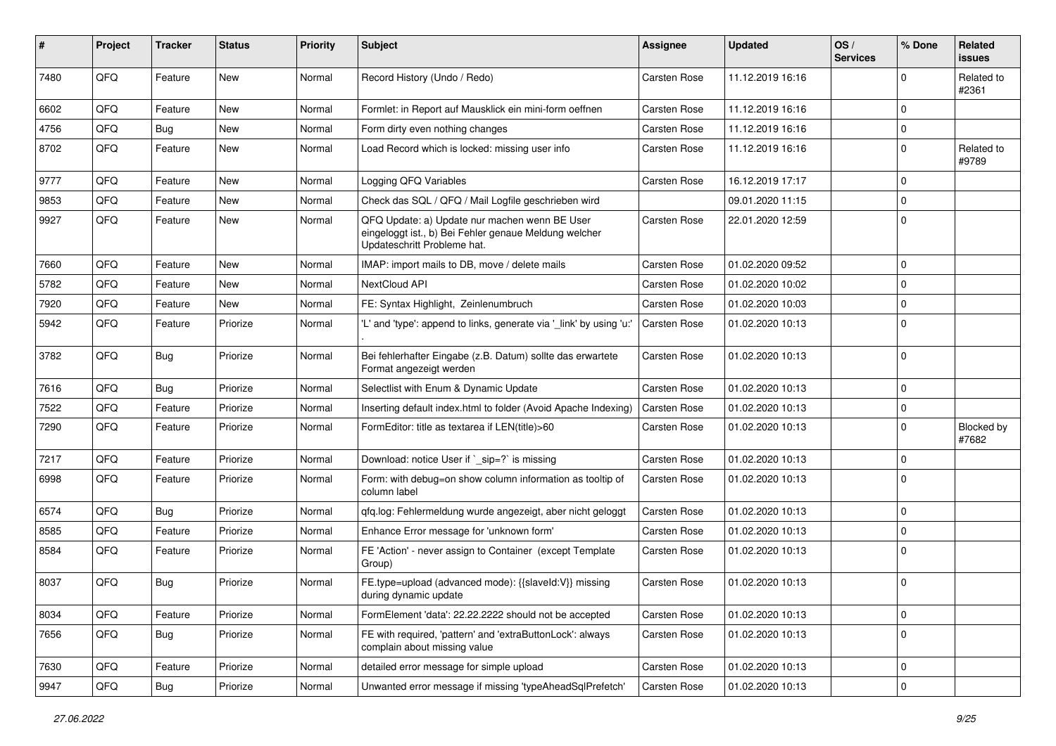| # | Project | Tracker | Status | Priority | Subject | Assignee | Updated | OS / Services | % Done | Related issues |
|---|---|---|---|---|---|---|---|---|---|---|
| 7480 | QFQ | Feature | New | Normal | Record History (Undo / Redo) | Carsten Rose | 11.12.2019 16:16 | | 0 | Related to #2361 |
| 6602 | QFQ | Feature | New | Normal | Formlet: in Report auf Mausklick ein mini-form oeffnen | Carsten Rose | 11.12.2019 16:16 | | 0 | |
| 4756 | QFQ | Bug | New | Normal | Form dirty even nothing changes | Carsten Rose | 11.12.2019 16:16 | | 0 | |
| 8702 | QFQ | Feature | New | Normal | Load Record which is locked: missing user info | Carsten Rose | 11.12.2019 16:16 | | 0 | Related to #9789 |
| 9777 | QFQ | Feature | New | Normal | Logging QFQ Variables | Carsten Rose | 16.12.2019 17:17 | | 0 | |
| 9853 | QFQ | Feature | New | Normal | Check das SQL / QFQ / Mail Logfile geschrieben wird | | 09.01.2020 11:15 | | 0 | |
| 9927 | QFQ | Feature | New | Normal | QFQ Update: a) Update nur machen wenn BE User eingeloggt ist., b) Bei Fehler genaue Meldung welcher Updateschritt Probleme hat. | Carsten Rose | 22.01.2020 12:59 | | 0 | |
| 7660 | QFQ | Feature | New | Normal | IMAP: import mails to DB, move / delete mails | Carsten Rose | 01.02.2020 09:52 | | 0 | |
| 5782 | QFQ | Feature | New | Normal | NextCloud API | Carsten Rose | 01.02.2020 10:02 | | 0 | |
| 7920 | QFQ | Feature | New | Normal | FE: Syntax Highlight, Zeinlenumbruch | Carsten Rose | 01.02.2020 10:03 | | 0 | |
| 5942 | QFQ | Feature | Priorize | Normal | 'L' and 'type': append to links, generate via '_link' by using 'u:' . | Carsten Rose | 01.02.2020 10:13 | | 0 | |
| 3782 | QFQ | Bug | Priorize | Normal | Bei fehlerhafter Eingabe (z.B. Datum) sollte das erwartete Format angezeigt werden | Carsten Rose | 01.02.2020 10:13 | | 0 | |
| 7616 | QFQ | Bug | Priorize | Normal | Selectlist with Enum & Dynamic Update | Carsten Rose | 01.02.2020 10:13 | | 0 | |
| 7522 | QFQ | Feature | Priorize | Normal | Inserting default index.html to folder (Avoid Apache Indexing) | Carsten Rose | 01.02.2020 10:13 | | 0 | |
| 7290 | QFQ | Feature | Priorize | Normal | FormEditor: title as textarea if LEN(title)>60 | Carsten Rose | 01.02.2020 10:13 | | 0 | Blocked by #7682 |
| 7217 | QFQ | Feature | Priorize | Normal | Download: notice User if `_sip=?` is missing | Carsten Rose | 01.02.2020 10:13 | | 0 | |
| 6998 | QFQ | Feature | Priorize | Normal | Form: with debug=on show column information as tooltip of column label | Carsten Rose | 01.02.2020 10:13 | | 0 | |
| 6574 | QFQ | Bug | Priorize | Normal | qfq.log: Fehlermeldung wurde angezeigt, aber nicht geloggt | Carsten Rose | 01.02.2020 10:13 | | 0 | |
| 8585 | QFQ | Feature | Priorize | Normal | Enhance Error message for 'unknown form' | Carsten Rose | 01.02.2020 10:13 | | 0 | |
| 8584 | QFQ | Feature | Priorize | Normal | FE 'Action' - never assign to Container (except Template Group) | Carsten Rose | 01.02.2020 10:13 | | 0 | |
| 8037 | QFQ | Bug | Priorize | Normal | FE.type=upload (advanced mode): {{slaveId:V}} missing during dynamic update | Carsten Rose | 01.02.2020 10:13 | | 0 | |
| 8034 | QFQ | Feature | Priorize | Normal | FormElement 'data': 22.22.2222 should not be accepted | Carsten Rose | 01.02.2020 10:13 | | 0 | |
| 7656 | QFQ | Bug | Priorize | Normal | FE with required, 'pattern' and 'extraButtonLock': always complain about missing value | Carsten Rose | 01.02.2020 10:13 | | 0 | |
| 7630 | QFQ | Feature | Priorize | Normal | detailed error message for simple upload | Carsten Rose | 01.02.2020 10:13 | | 0 | |
| 9947 | QFQ | Bug | Priorize | Normal | Unwanted error message if missing 'typeAheadSqlPrefetch' | Carsten Rose | 01.02.2020 10:13 | | 0 | |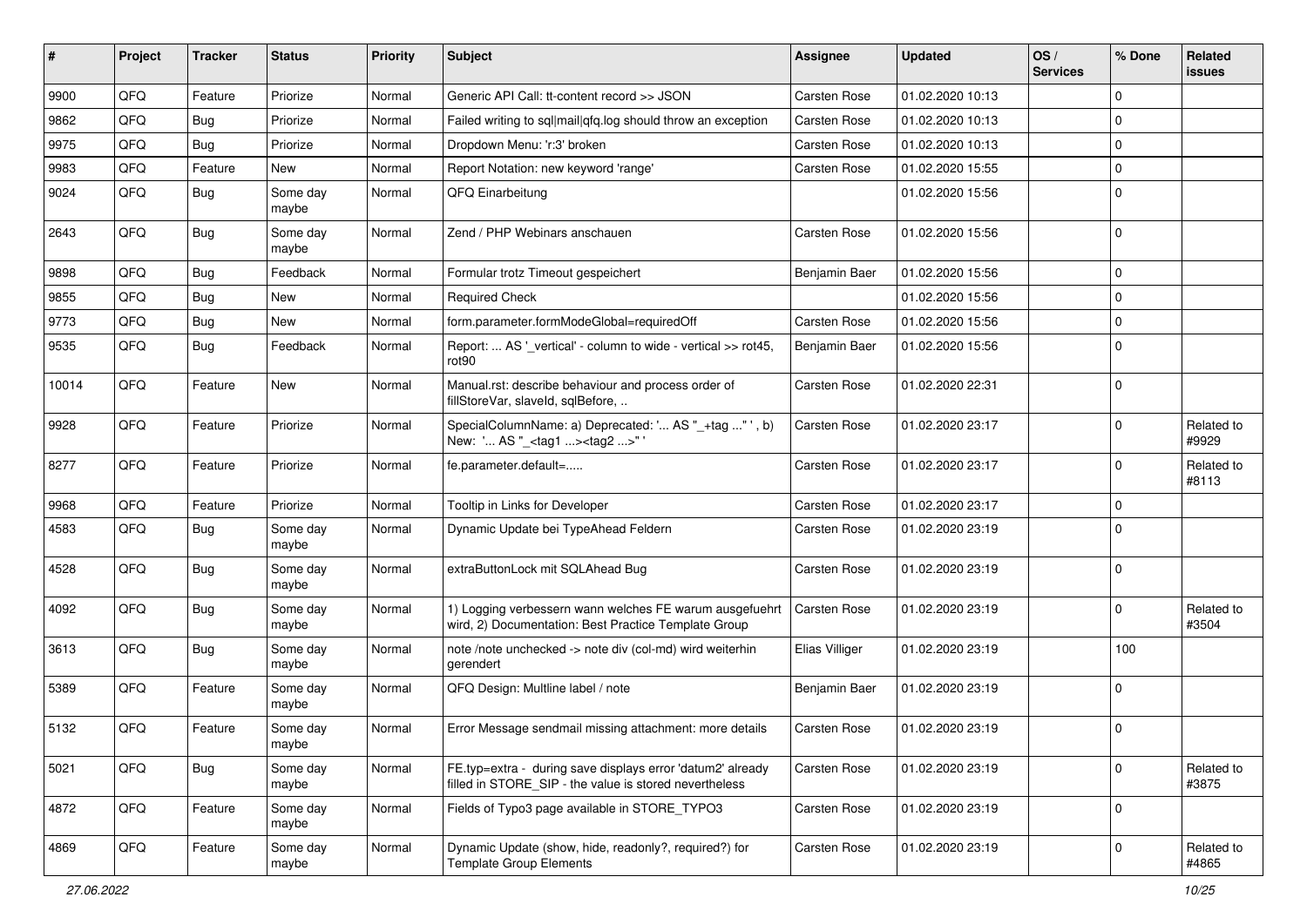| # | Project | Tracker | Status | Priority | Subject | Assignee | Updated | OS / Services | % Done | Related issues |
|---|---|---|---|---|---|---|---|---|---|---|
| 9900 | QFQ | Feature | Priorize | Normal | Generic API Call: tt-content record >> JSON | Carsten Rose | 01.02.2020 10:13 | | 0 | |
| 9862 | QFQ | Bug | Priorize | Normal | Failed writing to sql\|mail\|qfq.log should throw an exception | Carsten Rose | 01.02.2020 10:13 | | 0 | |
| 9975 | QFQ | Bug | Priorize | Normal | Dropdown Menu: 'r:3' broken | Carsten Rose | 01.02.2020 10:13 | | 0 | |
| 9983 | QFQ | Feature | New | Normal | Report Notation: new keyword 'range' | Carsten Rose | 01.02.2020 15:55 | | 0 | |
| 9024 | QFQ | Bug | Some day maybe | Normal | QFQ Einarbeitung | | 01.02.2020 15:56 | | 0 | |
| 2643 | QFQ | Bug | Some day maybe | Normal | Zend / PHP Webinars anschauen | Carsten Rose | 01.02.2020 15:56 | | 0 | |
| 9898 | QFQ | Bug | Feedback | Normal | Formular trotz Timeout gespeichert | Benjamin Baer | 01.02.2020 15:56 | | 0 | |
| 9855 | QFQ | Bug | New | Normal | Required Check | | 01.02.2020 15:56 | | 0 | |
| 9773 | QFQ | Bug | New | Normal | form.parameter.formModeGlobal=requiredOff | Carsten Rose | 01.02.2020 15:56 | | 0 | |
| 9535 | QFQ | Bug | Feedback | Normal | Report: ... AS '_vertical' - column to wide - vertical >> rot45, rot90 | Benjamin Baer | 01.02.2020 15:56 | | 0 | |
| 10014 | QFQ | Feature | New | Normal | Manual.rst: describe behaviour and process order of fillStoreVar, slaveId, sqlBefore, .. | Carsten Rose | 01.02.2020 22:31 | | 0 | |
| 9928 | QFQ | Feature | Priorize | Normal | SpecialColumnName: a) Deprecated: '... AS "_+tag ..." ', b) New: '... AS "_<tag1 ...><tag2 ...>" ' | Carsten Rose | 01.02.2020 23:17 | | 0 | Related to #9929 |
| 8277 | QFQ | Feature | Priorize | Normal | fe.parameter.default=..... | Carsten Rose | 01.02.2020 23:17 | | 0 | Related to #8113 |
| 9968 | QFQ | Feature | Priorize | Normal | Tooltip in Links for Developer | Carsten Rose | 01.02.2020 23:17 | | 0 | |
| 4583 | QFQ | Bug | Some day maybe | Normal | Dynamic Update bei TypeAhead Feldern | Carsten Rose | 01.02.2020 23:19 | | 0 | |
| 4528 | QFQ | Bug | Some day maybe | Normal | extraButtonLock mit SQLAhead Bug | Carsten Rose | 01.02.2020 23:19 | | 0 | |
| 4092 | QFQ | Bug | Some day maybe | Normal | 1) Logging verbessern wann welches FE warum ausgefuehrt wird, 2) Documentation: Best Practice Template Group | Carsten Rose | 01.02.2020 23:19 | | 0 | Related to #3504 |
| 3613 | QFQ | Bug | Some day maybe | Normal | note /note unchecked -> note div (col-md) wird weiterhin gerendert | Elias Villiger | 01.02.2020 23:19 | | 100 | |
| 5389 | QFQ | Feature | Some day maybe | Normal | QFQ Design: Multline label / note | Benjamin Baer | 01.02.2020 23:19 | | 0 | |
| 5132 | QFQ | Feature | Some day maybe | Normal | Error Message sendmail missing attachment: more details | Carsten Rose | 01.02.2020 23:19 | | 0 | |
| 5021 | QFQ | Bug | Some day maybe | Normal | FE.typ=extra - during save displays error 'datum2' already filled in STORE_SIP - the value is stored nevertheless | Carsten Rose | 01.02.2020 23:19 | | 0 | Related to #3875 |
| 4872 | QFQ | Feature | Some day maybe | Normal | Fields of Typo3 page available in STORE_TYPO3 | Carsten Rose | 01.02.2020 23:19 | | 0 | |
| 4869 | QFQ | Feature | Some day maybe | Normal | Dynamic Update (show, hide, readonly?, required?) for Template Group Elements | Carsten Rose | 01.02.2020 23:19 | | 0 | Related to #4865 |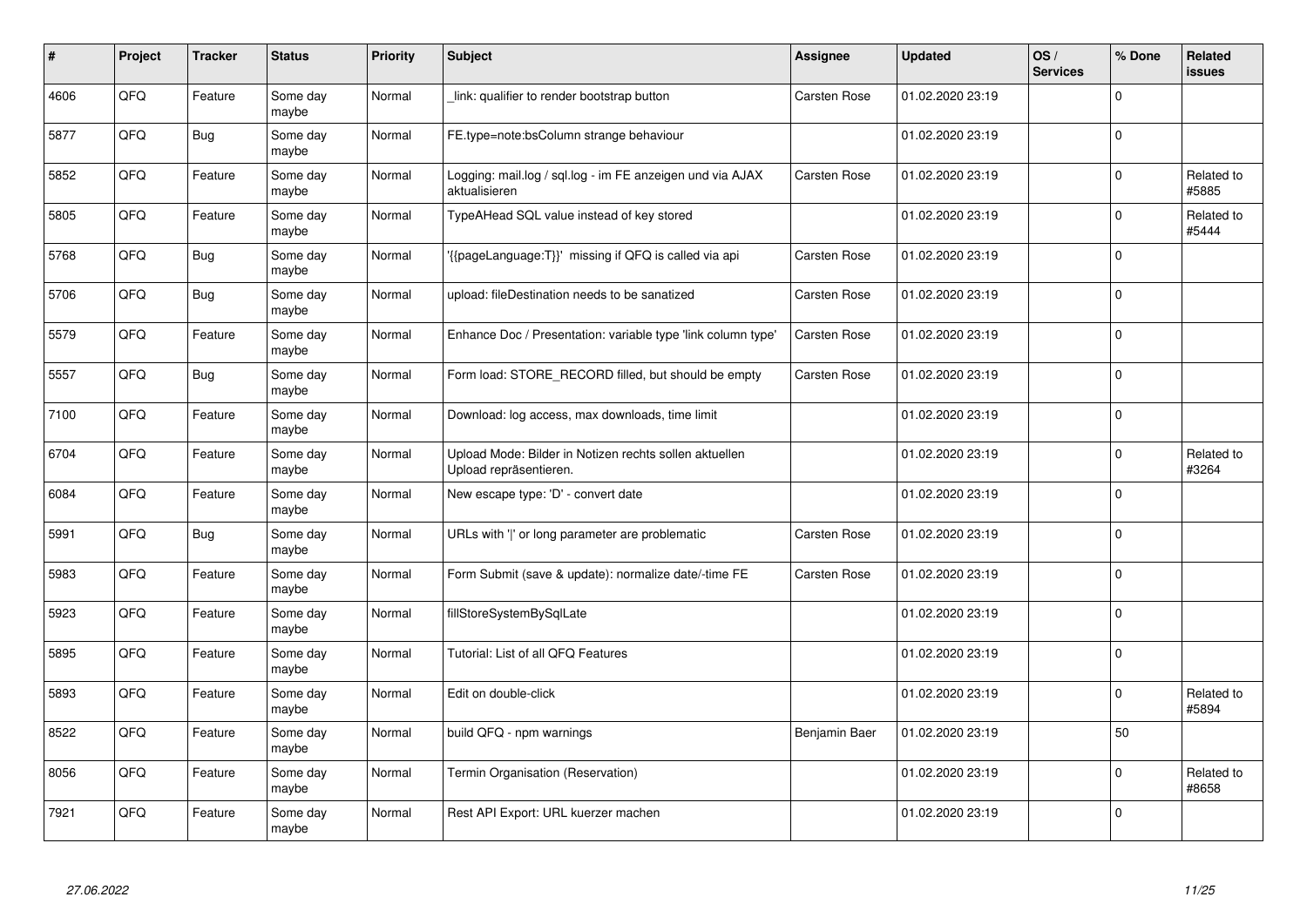| # | Project | Tracker | Status | Priority | Subject | Assignee | Updated | OS / Services | % Done | Related issues |
|---|---|---|---|---|---|---|---|---|---|---|
| 4606 | QFQ | Feature | Some day maybe | Normal | _link: qualifier to render bootstrap button | Carsten Rose | 01.02.2020 23:19 | | 0 | |
| 5877 | QFQ | Bug | Some day maybe | Normal | FE.type=note:bsColumn strange behaviour | | 01.02.2020 23:19 | | 0 | |
| 5852 | QFQ | Feature | Some day maybe | Normal | Logging: mail.log / sql.log - im FE anzeigen und via AJAX aktualisieren | Carsten Rose | 01.02.2020 23:19 | | 0 | Related to #5885 |
| 5805 | QFQ | Feature | Some day maybe | Normal | TypeAHead SQL value instead of key stored | | 01.02.2020 23:19 | | 0 | Related to #5444 |
| 5768 | QFQ | Bug | Some day maybe | Normal | '{{pageLanguage:T}}' missing if QFQ is called via api | Carsten Rose | 01.02.2020 23:19 | | 0 | |
| 5706 | QFQ | Bug | Some day maybe | Normal | upload: fileDestination needs to be sanatized | Carsten Rose | 01.02.2020 23:19 | | 0 | |
| 5579 | QFQ | Feature | Some day maybe | Normal | Enhance Doc / Presentation: variable type 'link column type' | Carsten Rose | 01.02.2020 23:19 | | 0 | |
| 5557 | QFQ | Bug | Some day maybe | Normal | Form load: STORE_RECORD filled, but should be empty | Carsten Rose | 01.02.2020 23:19 | | 0 | |
| 7100 | QFQ | Feature | Some day maybe | Normal | Download: log access, max downloads, time limit | | 01.02.2020 23:19 | | 0 | |
| 6704 | QFQ | Feature | Some day maybe | Normal | Upload Mode: Bilder in Notizen rechts sollen aktuellen Upload repräsentieren. | | 01.02.2020 23:19 | | 0 | Related to #3264 |
| 6084 | QFQ | Feature | Some day maybe | Normal | New escape type: 'D' - convert date | | 01.02.2020 23:19 | | 0 | |
| 5991 | QFQ | Bug | Some day maybe | Normal | URLs with '\|' or long parameter are problematic | Carsten Rose | 01.02.2020 23:19 | | 0 | |
| 5983 | QFQ | Feature | Some day maybe | Normal | Form Submit (save & update): normalize date/-time FE | Carsten Rose | 01.02.2020 23:19 | | 0 | |
| 5923 | QFQ | Feature | Some day maybe | Normal | fillStoreSystemBySqlLate | | 01.02.2020 23:19 | | 0 | |
| 5895 | QFQ | Feature | Some day maybe | Normal | Tutorial: List of all QFQ Features | | 01.02.2020 23:19 | | 0 | |
| 5893 | QFQ | Feature | Some day maybe | Normal | Edit on double-click | | 01.02.2020 23:19 | | 0 | Related to #5894 |
| 8522 | QFQ | Feature | Some day maybe | Normal | build QFQ - npm warnings | Benjamin Baer | 01.02.2020 23:19 | | 50 | |
| 8056 | QFQ | Feature | Some day maybe | Normal | Termin Organisation (Reservation) | | 01.02.2020 23:19 | | 0 | Related to #8658 |
| 7921 | QFQ | Feature | Some day maybe | Normal | Rest API Export: URL kuerzer machen | | 01.02.2020 23:19 | | 0 | |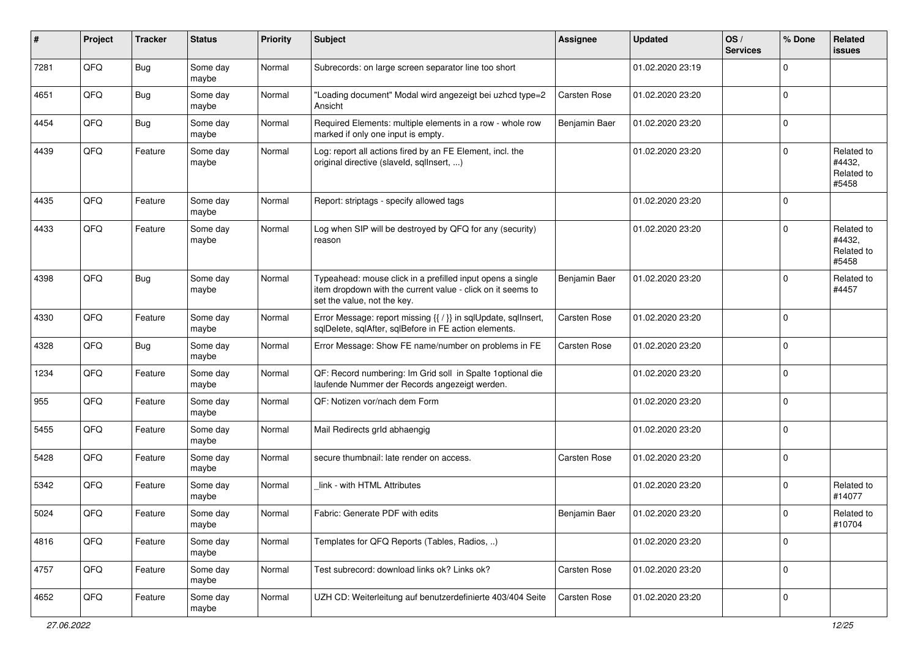| # | Project | Tracker | Status | Priority | Subject | Assignee | Updated | OS / Services | % Done | Related issues |
|---|---|---|---|---|---|---|---|---|---|---|
| 7281 | QFQ | Bug | Some day maybe | Normal | Subrecords: on large screen separator line too short | | 01.02.2020 23:19 | | 0 | |
| 4651 | QFQ | Bug | Some day maybe | Normal | "Loading document" Modal wird angezeigt bei uzhcd type=2 Ansicht | Carsten Rose | 01.02.2020 23:20 | | 0 | |
| 4454 | QFQ | Bug | Some day maybe | Normal | Required Elements: multiple elements in a row - whole row marked if only one input is empty. | Benjamin Baer | 01.02.2020 23:20 | | 0 | |
| 4439 | QFQ | Feature | Some day maybe | Normal | Log: report all actions fired by an FE Element, incl. the original directive (slaveId, sqlInsert, ...) | | 01.02.2020 23:20 | | 0 | Related to #4432, Related to #5458 |
| 4435 | QFQ | Feature | Some day maybe | Normal | Report: striptags - specify allowed tags | | 01.02.2020 23:20 | | 0 | |
| 4433 | QFQ | Feature | Some day maybe | Normal | Log when SIP will be destroyed by QFQ for any (security) reason | | 01.02.2020 23:20 | | 0 | Related to #4432, Related to #5458 |
| 4398 | QFQ | Bug | Some day maybe | Normal | Typeahead: mouse click in a prefilled input opens a single item dropdown with the current value - click on it seems to set the value, not the key. | Benjamin Baer | 01.02.2020 23:20 | | 0 | Related to #4457 |
| 4330 | QFQ | Feature | Some day maybe | Normal | Error Message: report missing {{ / }} in sqlUpdate, sqlInsert, sqlDelete, sqlAfter, sqlBefore in FE action elements. | Carsten Rose | 01.02.2020 23:20 | | 0 | |
| 4328 | QFQ | Bug | Some day maybe | Normal | Error Message: Show FE name/number on problems in FE | Carsten Rose | 01.02.2020 23:20 | | 0 | |
| 1234 | QFQ | Feature | Some day maybe | Normal | QF: Record numbering: Im Grid soll in Spalte 1optional die laufende Nummer der Records angezeigt werden. | | 01.02.2020 23:20 | | 0 | |
| 955 | QFQ | Feature | Some day maybe | Normal | QF: Notizen vor/nach dem Form | | 01.02.2020 23:20 | | 0 | |
| 5455 | QFQ | Feature | Some day maybe | Normal | Mail Redirects grId abhaengig | | 01.02.2020 23:20 | | 0 | |
| 5428 | QFQ | Feature | Some day maybe | Normal | secure thumbnail: late render on access. | Carsten Rose | 01.02.2020 23:20 | | 0 | |
| 5342 | QFQ | Feature | Some day maybe | Normal | _link - with HTML Attributes | | 01.02.2020 23:20 | | 0 | Related to #14077 |
| 5024 | QFQ | Feature | Some day maybe | Normal | Fabric: Generate PDF with edits | Benjamin Baer | 01.02.2020 23:20 | | 0 | Related to #10704 |
| 4816 | QFQ | Feature | Some day maybe | Normal | Templates for QFQ Reports (Tables, Radios, ..) | | 01.02.2020 23:20 | | 0 | |
| 4757 | QFQ | Feature | Some day maybe | Normal | Test subrecord: download links ok? Links ok? | Carsten Rose | 01.02.2020 23:20 | | 0 | |
| 4652 | QFQ | Feature | Some day maybe | Normal | UZH CD: Weiterleitung auf benutzerdefinierte 403/404 Seite | Carsten Rose | 01.02.2020 23:20 | | 0 | |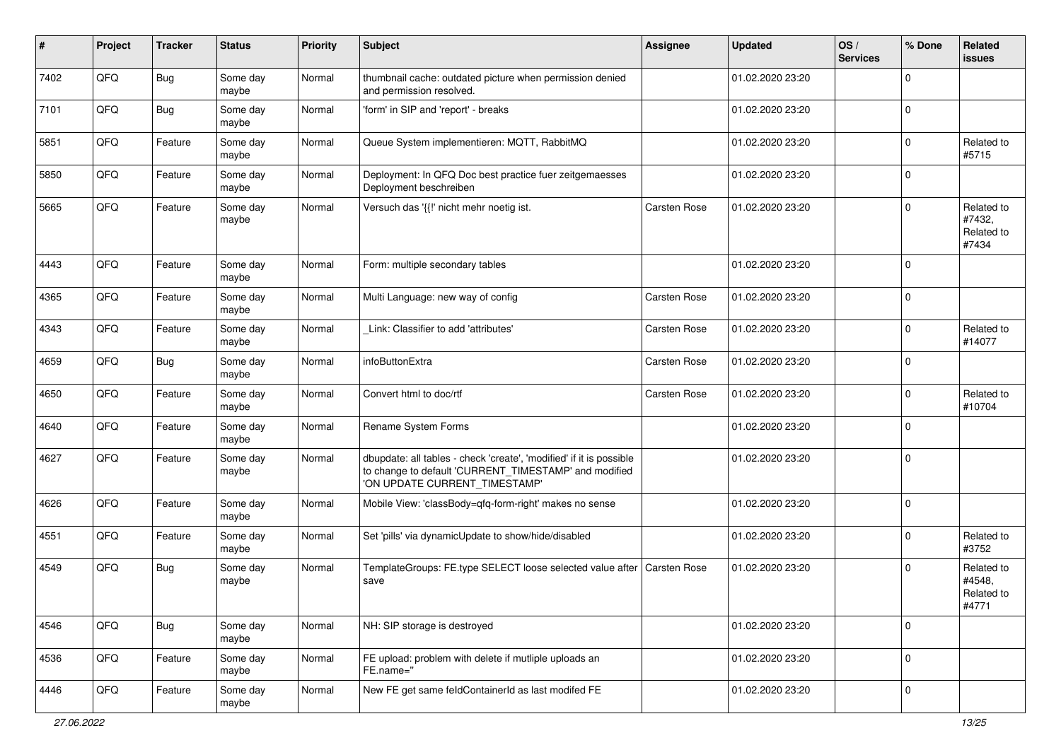| # | Project | Tracker | Status | Priority | Subject | Assignee | Updated | OS / Services | % Done | Related issues |
|---|---|---|---|---|---|---|---|---|---|---|
| 7402 | QFQ | Bug | Some day maybe | Normal | thumbnail cache: outdated picture when permission denied and permission resolved. | | 01.02.2020 23:20 | | 0 | |
| 7101 | QFQ | Bug | Some day maybe | Normal | 'form' in SIP and 'report' - breaks | | 01.02.2020 23:20 | | 0 | |
| 5851 | QFQ | Feature | Some day maybe | Normal | Queue System implementieren: MQTT, RabbitMQ | | 01.02.2020 23:20 | | 0 | Related to #5715 |
| 5850 | QFQ | Feature | Some day maybe | Normal | Deployment: In QFQ Doc best practice fuer zeitgemaesses Deployment beschreiben | | 01.02.2020 23:20 | | 0 | |
| 5665 | QFQ | Feature | Some day maybe | Normal | Versuch das '{{!' nicht mehr noetig ist. | Carsten Rose | 01.02.2020 23:20 | | 0 | Related to #7432, Related to #7434 |
| 4443 | QFQ | Feature | Some day maybe | Normal | Form: multiple secondary tables | | 01.02.2020 23:20 | | 0 | |
| 4365 | QFQ | Feature | Some day maybe | Normal | Multi Language: new way of config | Carsten Rose | 01.02.2020 23:20 | | 0 | |
| 4343 | QFQ | Feature | Some day maybe | Normal | _Link: Classifier to add 'attributes' | Carsten Rose | 01.02.2020 23:20 | | 0 | Related to #14077 |
| 4659 | QFQ | Bug | Some day maybe | Normal | infoButtonExtra | Carsten Rose | 01.02.2020 23:20 | | 0 | |
| 4650 | QFQ | Feature | Some day maybe | Normal | Convert html to doc/rtf | Carsten Rose | 01.02.2020 23:20 | | 0 | Related to #10704 |
| 4640 | QFQ | Feature | Some day maybe | Normal | Rename System Forms | | 01.02.2020 23:20 | | 0 | |
| 4627 | QFQ | Feature | Some day maybe | Normal | dbupdate: all tables - check 'create', 'modified' if it is possible to change to default 'CURRENT_TIMESTAMP' and modified 'ON UPDATE CURRENT_TIMESTAMP' | | 01.02.2020 23:20 | | 0 | |
| 4626 | QFQ | Feature | Some day maybe | Normal | Mobile View: 'classBody=qfq-form-right' makes no sense | | 01.02.2020 23:20 | | 0 | |
| 4551 | QFQ | Feature | Some day maybe | Normal | Set 'pills' via dynamicUpdate to show/hide/disabled | | 01.02.2020 23:20 | | 0 | Related to #3752 |
| 4549 | QFQ | Bug | Some day maybe | Normal | TemplateGroups: FE.type SELECT loose selected value after save | Carsten Rose | 01.02.2020 23:20 | | 0 | Related to #4548, Related to #4771 |
| 4546 | QFQ | Bug | Some day maybe | Normal | NH: SIP storage is destroyed | | 01.02.2020 23:20 | | 0 | |
| 4536 | QFQ | Feature | Some day maybe | Normal | FE upload: problem with delete if mutliple uploads an FE.name='' | | 01.02.2020 23:20 | | 0 | |
| 4446 | QFQ | Feature | Some day maybe | Normal | New FE get same feldContainerId as last modifed FE | | 01.02.2020 23:20 | | 0 | |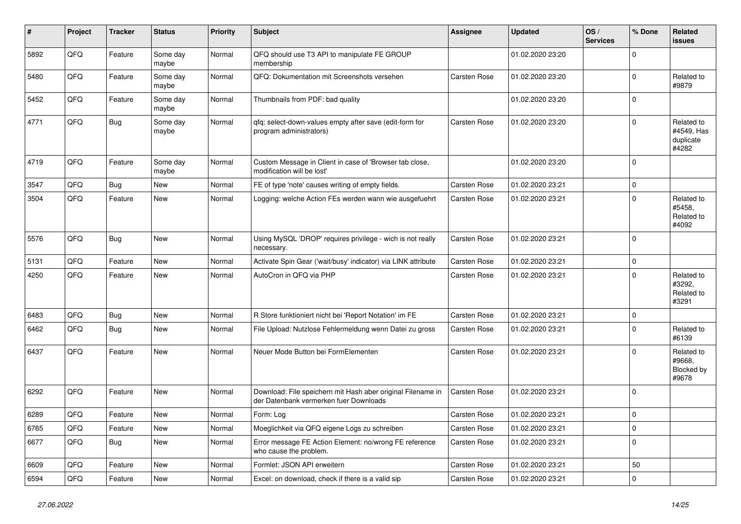| # | Project | Tracker | Status | Priority | Subject | Assignee | Updated | OS / Services | % Done | Related issues |
|---|---|---|---|---|---|---|---|---|---|---|
| 5892 | QFQ | Feature | Some day maybe | Normal | QFQ should use T3 API to manipulate FE GROUP membership | | 01.02.2020 23:20 | | 0 | |
| 5480 | QFQ | Feature | Some day maybe | Normal | QFQ: Dokumentation mit Screenshots versehen | Carsten Rose | 01.02.2020 23:20 | | 0 | Related to #9879 |
| 5452 | QFQ | Feature | Some day maybe | Normal | Thumbnails from PDF: bad quality | | 01.02.2020 23:20 | | 0 | |
| 4771 | QFQ | Bug | Some day maybe | Normal | qfq: select-down-values empty after save (edit-form for program administrators) | Carsten Rose | 01.02.2020 23:20 | | 0 | Related to #4549, Has duplicate #4282 |
| 4719 | QFQ | Feature | Some day maybe | Normal | Custom Message in Client in case of 'Browser tab close, modification will be lost' | | 01.02.2020 23:20 | | 0 | |
| 3547 | QFQ | Bug | New | Normal | FE of type 'note' causes writing of empty fields. | Carsten Rose | 01.02.2020 23:21 | | 0 | |
| 3504 | QFQ | Feature | New | Normal | Logging: welche Action FEs werden wann wie ausgefuehrt | Carsten Rose | 01.02.2020 23:21 | | 0 | Related to #5458, Related to #4092 |
| 5576 | QFQ | Bug | New | Normal | Using MySQL 'DROP' requires privilege - wich is not really necessary. | Carsten Rose | 01.02.2020 23:21 | | 0 | |
| 5131 | QFQ | Feature | New | Normal | Activate Spin Gear ('wait/busy' indicator) via LINK attribute | Carsten Rose | 01.02.2020 23:21 | | 0 | |
| 4250 | QFQ | Feature | New | Normal | AutoCron in QFQ via PHP | Carsten Rose | 01.02.2020 23:21 | | 0 | Related to #3292, Related to #3291 |
| 6483 | QFQ | Bug | New | Normal | R Store funktioniert nicht bei 'Report Notation' im FE | Carsten Rose | 01.02.2020 23:21 | | 0 | |
| 6462 | QFQ | Bug | New | Normal | File Upload: Nutzlose Fehlermeldung wenn Datei zu gross | Carsten Rose | 01.02.2020 23:21 | | 0 | Related to #6139 |
| 6437 | QFQ | Feature | New | Normal | Neuer Mode Button bei FormElementen | Carsten Rose | 01.02.2020 23:21 | | 0 | Related to #9668, Blocked by #9678 |
| 6292 | QFQ | Feature | New | Normal | Download: File speichern mit Hash aber original Filename in der Datenbank vermerken fuer Downloads | Carsten Rose | 01.02.2020 23:21 | | 0 | |
| 6289 | QFQ | Feature | New | Normal | Form: Log | Carsten Rose | 01.02.2020 23:21 | | 0 | |
| 6765 | QFQ | Feature | New | Normal | Moeglichkeit via QFQ eigene Logs zu schreiben | Carsten Rose | 01.02.2020 23:21 | | 0 | |
| 6677 | QFQ | Bug | New | Normal | Error message FE Action Element: no/wrong FE reference who cause the problem. | Carsten Rose | 01.02.2020 23:21 | | 0 | |
| 6609 | QFQ | Feature | New | Normal | Formlet: JSON API erweitern | Carsten Rose | 01.02.2020 23:21 | | 50 | |
| 6594 | QFQ | Feature | New | Normal | Excel: on download, check if there is a valid sip | Carsten Rose | 01.02.2020 23:21 | | 0 | |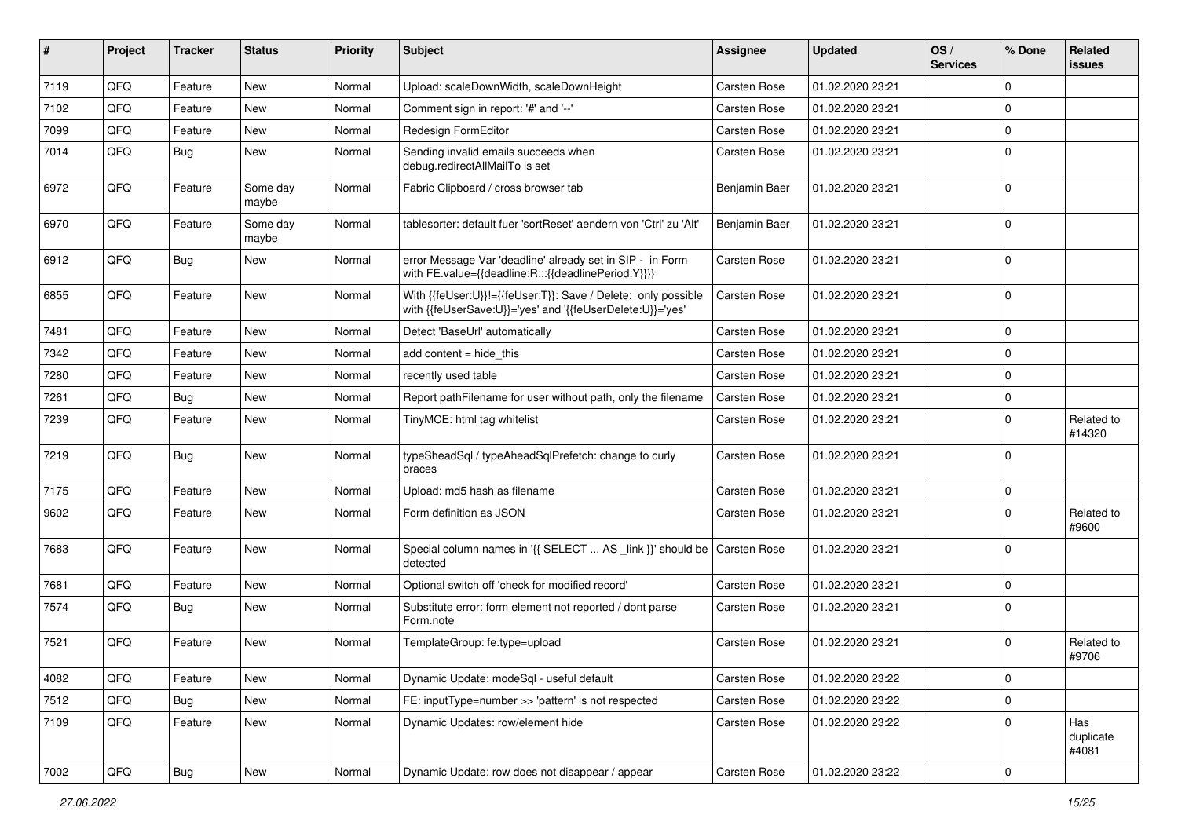| # | Project | Tracker | Status | Priority | Subject | Assignee | Updated | OS / Services | % Done | Related issues |
|---|---|---|---|---|---|---|---|---|---|---|
| 7119 | QFQ | Feature | New | Normal | Upload: scaleDownWidth, scaleDownHeight | Carsten Rose | 01.02.2020 23:21 | | 0 | |
| 7102 | QFQ | Feature | New | Normal | Comment sign in report: '#' and '--' | Carsten Rose | 01.02.2020 23:21 | | 0 | |
| 7099 | QFQ | Feature | New | Normal | Redesign FormEditor | Carsten Rose | 01.02.2020 23:21 | | 0 | |
| 7014 | QFQ | Bug | New | Normal | Sending invalid emails succeeds when debug.redirectAllMailTo is set | Carsten Rose | 01.02.2020 23:21 | | 0 | |
| 6972 | QFQ | Feature | Some day maybe | Normal | Fabric Clipboard / cross browser tab | Benjamin Baer | 01.02.2020 23:21 | | 0 | |
| 6970 | QFQ | Feature | Some day maybe | Normal | tablesorter: default fuer 'sortReset' aendern von 'Ctrl' zu 'Alt' | Benjamin Baer | 01.02.2020 23:21 | | 0 | |
| 6912 | QFQ | Bug | New | Normal | error Message Var 'deadline' already set in SIP - in Form with FE.value={{deadline:R:::{{deadlinePeriod:Y}}}} | Carsten Rose | 01.02.2020 23:21 | | 0 | |
| 6855 | QFQ | Feature | New | Normal | With {{feUser:U}}!={{feUser:T}}: Save / Delete: only possible with {{feUserSave:U}}='yes' and '{{feUserDelete:U}}='yes' | Carsten Rose | 01.02.2020 23:21 | | 0 | |
| 7481 | QFQ | Feature | New | Normal | Detect 'BaseUrl' automatically | Carsten Rose | 01.02.2020 23:21 | | 0 | |
| 7342 | QFQ | Feature | New | Normal | add content = hide_this | Carsten Rose | 01.02.2020 23:21 | | 0 | |
| 7280 | QFQ | Feature | New | Normal | recently used table | Carsten Rose | 01.02.2020 23:21 | | 0 | |
| 7261 | QFQ | Bug | New | Normal | Report pathFilename for user without path, only the filename | Carsten Rose | 01.02.2020 23:21 | | 0 | |
| 7239 | QFQ | Feature | New | Normal | TinyMCE: html tag whitelist | Carsten Rose | 01.02.2020 23:21 | | 0 | Related to #14320 |
| 7219 | QFQ | Bug | New | Normal | typeSheadSql / typeAheadSqlPrefetch: change to curly braces | Carsten Rose | 01.02.2020 23:21 | | 0 | |
| 7175 | QFQ | Feature | New | Normal | Upload: md5 hash as filename | Carsten Rose | 01.02.2020 23:21 | | 0 | |
| 9602 | QFQ | Feature | New | Normal | Form definition as JSON | Carsten Rose | 01.02.2020 23:21 | | 0 | Related to #9600 |
| 7683 | QFQ | Feature | New | Normal | Special column names in '{{ SELECT ... AS _link }}' should be detected | Carsten Rose | 01.02.2020 23:21 | | 0 | |
| 7681 | QFQ | Feature | New | Normal | Optional switch off 'check for modified record' | Carsten Rose | 01.02.2020 23:21 | | 0 | |
| 7574 | QFQ | Bug | New | Normal | Substitute error: form element not reported / dont parse Form.note | Carsten Rose | 01.02.2020 23:21 | | 0 | |
| 7521 | QFQ | Feature | New | Normal | TemplateGroup: fe.type=upload | Carsten Rose | 01.02.2020 23:21 | | 0 | Related to #9706 |
| 4082 | QFQ | Feature | New | Normal | Dynamic Update: modeSql - useful default | Carsten Rose | 01.02.2020 23:22 | | 0 | |
| 7512 | QFQ | Bug | New | Normal | FE: inputType=number >> 'pattern' is not respected | Carsten Rose | 01.02.2020 23:22 | | 0 | |
| 7109 | QFQ | Feature | New | Normal | Dynamic Updates: row/element hide | Carsten Rose | 01.02.2020 23:22 | | 0 | Has duplicate #4081 |
| 7002 | QFQ | Bug | New | Normal | Dynamic Update: row does not disappear / appear | Carsten Rose | 01.02.2020 23:22 | | 0 | |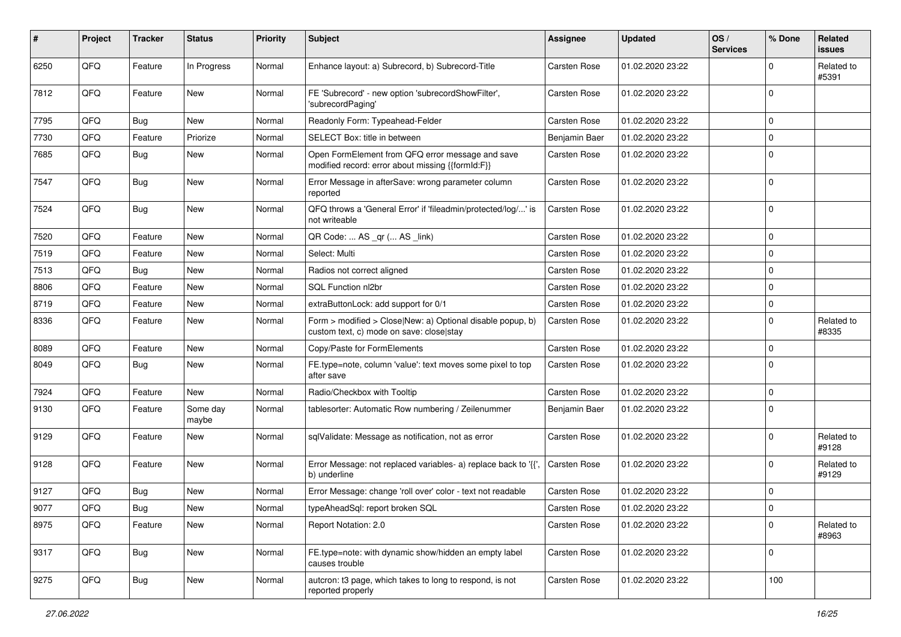| # | Project | Tracker | Status | Priority | Subject | Assignee | Updated | OS / Services | % Done | Related issues |
|---|---|---|---|---|---|---|---|---|---|---|
| 6250 | QFQ | Feature | In Progress | Normal | Enhance layout: a) Subrecord, b) Subrecord-Title | Carsten Rose | 01.02.2020 23:22 | | 0 | Related to #5391 |
| 7812 | QFQ | Feature | New | Normal | FE 'Subrecord' - new option 'subrecordShowFilter', 'subrecordPaging' | Carsten Rose | 01.02.2020 23:22 | | 0 | |
| 7795 | QFQ | Bug | New | Normal | Readonly Form: Typeahead-Felder | Carsten Rose | 01.02.2020 23:22 | | 0 | |
| 7730 | QFQ | Feature | Priorize | Normal | SELECT Box: title in between | Benjamin Baer | 01.02.2020 23:22 | | 0 | |
| 7685 | QFQ | Bug | New | Normal | Open FormElement from QFQ error message and save modified record: error about missing {{formId:F}} | Carsten Rose | 01.02.2020 23:22 | | 0 | |
| 7547 | QFQ | Bug | New | Normal | Error Message in afterSave: wrong parameter column reported | Carsten Rose | 01.02.2020 23:22 | | 0 | |
| 7524 | QFQ | Bug | New | Normal | QFQ throws a 'General Error' if 'fileadmin/protected/log/...' is not writeable | Carsten Rose | 01.02.2020 23:22 | | 0 | |
| 7520 | QFQ | Feature | New | Normal | QR Code: ... AS _qr (... AS _link) | Carsten Rose | 01.02.2020 23:22 | | 0 | |
| 7519 | QFQ | Feature | New | Normal | Select: Multi | Carsten Rose | 01.02.2020 23:22 | | 0 | |
| 7513 | QFQ | Bug | New | Normal | Radios not correct aligned | Carsten Rose | 01.02.2020 23:22 | | 0 | |
| 8806 | QFQ | Feature | New | Normal | SQL Function nl2br | Carsten Rose | 01.02.2020 23:22 | | 0 | |
| 8719 | QFQ | Feature | New | Normal | extraButtonLock: add support for 0/1 | Carsten Rose | 01.02.2020 23:22 | | 0 | |
| 8336 | QFQ | Feature | New | Normal | Form > modified > Close\|New: a) Optional disable popup, b) custom text, c) mode on save: close\|stay | Carsten Rose | 01.02.2020 23:22 | | 0 | Related to #8335 |
| 8089 | QFQ | Feature | New | Normal | Copy/Paste for FormElements | Carsten Rose | 01.02.2020 23:22 | | 0 | |
| 8049 | QFQ | Bug | New | Normal | FE.type=note, column 'value': text moves some pixel to top after save | Carsten Rose | 01.02.2020 23:22 | | 0 | |
| 7924 | QFQ | Feature | New | Normal | Radio/Checkbox with Tooltip | Carsten Rose | 01.02.2020 23:22 | | 0 | |
| 9130 | QFQ | Feature | Some day maybe | Normal | tablesorter: Automatic Row numbering / Zeilenummer | Benjamin Baer | 01.02.2020 23:22 | | 0 | |
| 9129 | QFQ | Feature | New | Normal | sqlValidate: Message as notification, not as error | Carsten Rose | 01.02.2020 23:22 | | 0 | Related to #9128 |
| 9128 | QFQ | Feature | New | Normal | Error Message: not replaced variables- a) replace back to '{{', b) underline | Carsten Rose | 01.02.2020 23:22 | | 0 | Related to #9129 |
| 9127 | QFQ | Bug | New | Normal | Error Message: change 'roll over' color - text not readable | Carsten Rose | 01.02.2020 23:22 | | 0 | |
| 9077 | QFQ | Bug | New | Normal | typeAheadSql: report broken SQL | Carsten Rose | 01.02.2020 23:22 | | 0 | |
| 8975 | QFQ | Feature | New | Normal | Report Notation: 2.0 | Carsten Rose | 01.02.2020 23:22 | | 0 | Related to #8963 |
| 9317 | QFQ | Bug | New | Normal | FE.type=note: with dynamic show/hidden an empty label causes trouble | Carsten Rose | 01.02.2020 23:22 | | 0 | |
| 9275 | QFQ | Bug | New | Normal | autcron: t3 page, which takes to long to respond, is not reported properly | Carsten Rose | 01.02.2020 23:22 | | 100 | |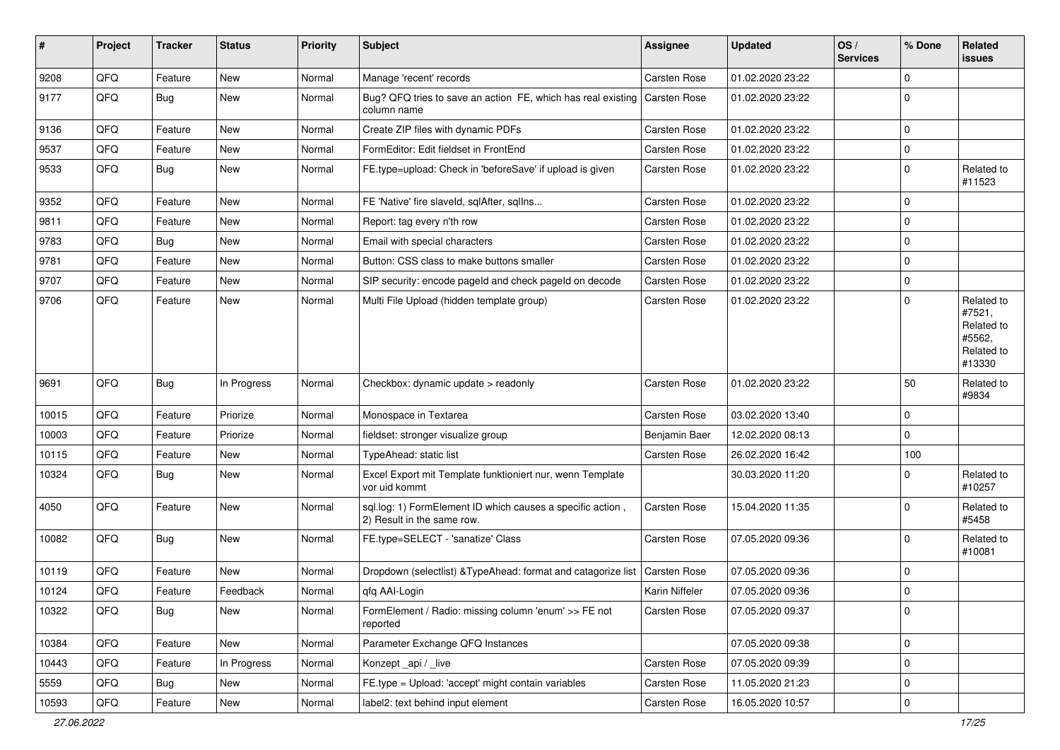| # | Project | Tracker | Status | Priority | Subject | Assignee | Updated | OS / Services | % Done | Related issues |
|---|---|---|---|---|---|---|---|---|---|---|
| 9208 | QFQ | Feature | New | Normal | Manage 'recent' records | Carsten Rose | 01.02.2020 23:22 | | 0 | |
| 9177 | QFQ | Bug | New | Normal | Bug? QFQ tries to save an action FE, which has real existing column name | Carsten Rose | 01.02.2020 23:22 | | 0 | |
| 9136 | QFQ | Feature | New | Normal | Create ZIP files with dynamic PDFs | Carsten Rose | 01.02.2020 23:22 | | 0 | |
| 9537 | QFQ | Feature | New | Normal | FormEditor: Edit fieldset in FrontEnd | Carsten Rose | 01.02.2020 23:22 | | 0 | |
| 9533 | QFQ | Bug | New | Normal | FE.type=upload: Check in 'beforeSave' if upload is given | Carsten Rose | 01.02.2020 23:22 | | 0 | Related to #11523 |
| 9352 | QFQ | Feature | New | Normal | FE 'Native' fire slaveId, sqlAfter, sqlIns... | Carsten Rose | 01.02.2020 23:22 | | 0 | |
| 9811 | QFQ | Feature | New | Normal | Report: tag every n'th row | Carsten Rose | 01.02.2020 23:22 | | 0 | |
| 9783 | QFQ | Bug | New | Normal | Email with special characters | Carsten Rose | 01.02.2020 23:22 | | 0 | |
| 9781 | QFQ | Feature | New | Normal | Button: CSS class to make buttons smaller | Carsten Rose | 01.02.2020 23:22 | | 0 | |
| 9707 | QFQ | Feature | New | Normal | SIP security: encode pageId and check pageId on decode | Carsten Rose | 01.02.2020 23:22 | | 0 | |
| 9706 | QFQ | Feature | New | Normal | Multi File Upload (hidden template group) | Carsten Rose | 01.02.2020 23:22 | | 0 | Related to #7521, Related to #5562, Related to #13330 |
| 9691 | QFQ | Bug | In Progress | Normal | Checkbox: dynamic update > readonly | Carsten Rose | 01.02.2020 23:22 | | 50 | Related to #9834 |
| 10015 | QFQ | Feature | Priorize | Normal | Monospace in Textarea | Carsten Rose | 03.02.2020 13:40 | | 0 | |
| 10003 | QFQ | Feature | Priorize | Normal | fieldset: stronger visualize group | Benjamin Baer | 12.02.2020 08:13 | | 0 | |
| 10115 | QFQ | Feature | New | Normal | TypeAhead: static list | Carsten Rose | 26.02.2020 16:42 | | 100 | |
| 10324 | QFQ | Bug | New | Normal | Excel Export mit Template funktioniert nur, wenn Template vor uid kommt | | 30.03.2020 11:20 | | 0 | Related to #10257 |
| 4050 | QFQ | Feature | New | Normal | sql.log: 1) FormElement ID which causes a specific action , 2) Result in the same row. | Carsten Rose | 15.04.2020 11:35 | | 0 | Related to #5458 |
| 10082 | QFQ | Bug | New | Normal | FE.type=SELECT - 'sanatize' Class | Carsten Rose | 07.05.2020 09:36 | | 0 | Related to #10081 |
| 10119 | QFQ | Feature | New | Normal | Dropdown (selectlist) &TypeAhead: format and catagorize list | Carsten Rose | 07.05.2020 09:36 | | 0 | |
| 10124 | QFQ | Feature | Feedback | Normal | qfq AAI-Login | Karin Niffeler | 07.05.2020 09:36 | | 0 | |
| 10322 | QFQ | Bug | New | Normal | FormElement / Radio: missing column 'enum' >> FE not reported | Carsten Rose | 07.05.2020 09:37 | | 0 | |
| 10384 | QFQ | Feature | New | Normal | Parameter Exchange QFQ Instances | | 07.05.2020 09:38 | | 0 | |
| 10443 | QFQ | Feature | In Progress | Normal | Konzept _api / _live | Carsten Rose | 07.05.2020 09:39 | | 0 | |
| 5559 | QFQ | Bug | New | Normal | FE.type = Upload: 'accept' might contain variables | Carsten Rose | 11.05.2020 21:23 | | 0 | |
| 10593 | QFQ | Feature | New | Normal | label2: text behind input element | Carsten Rose | 16.05.2020 10:57 | | 0 | |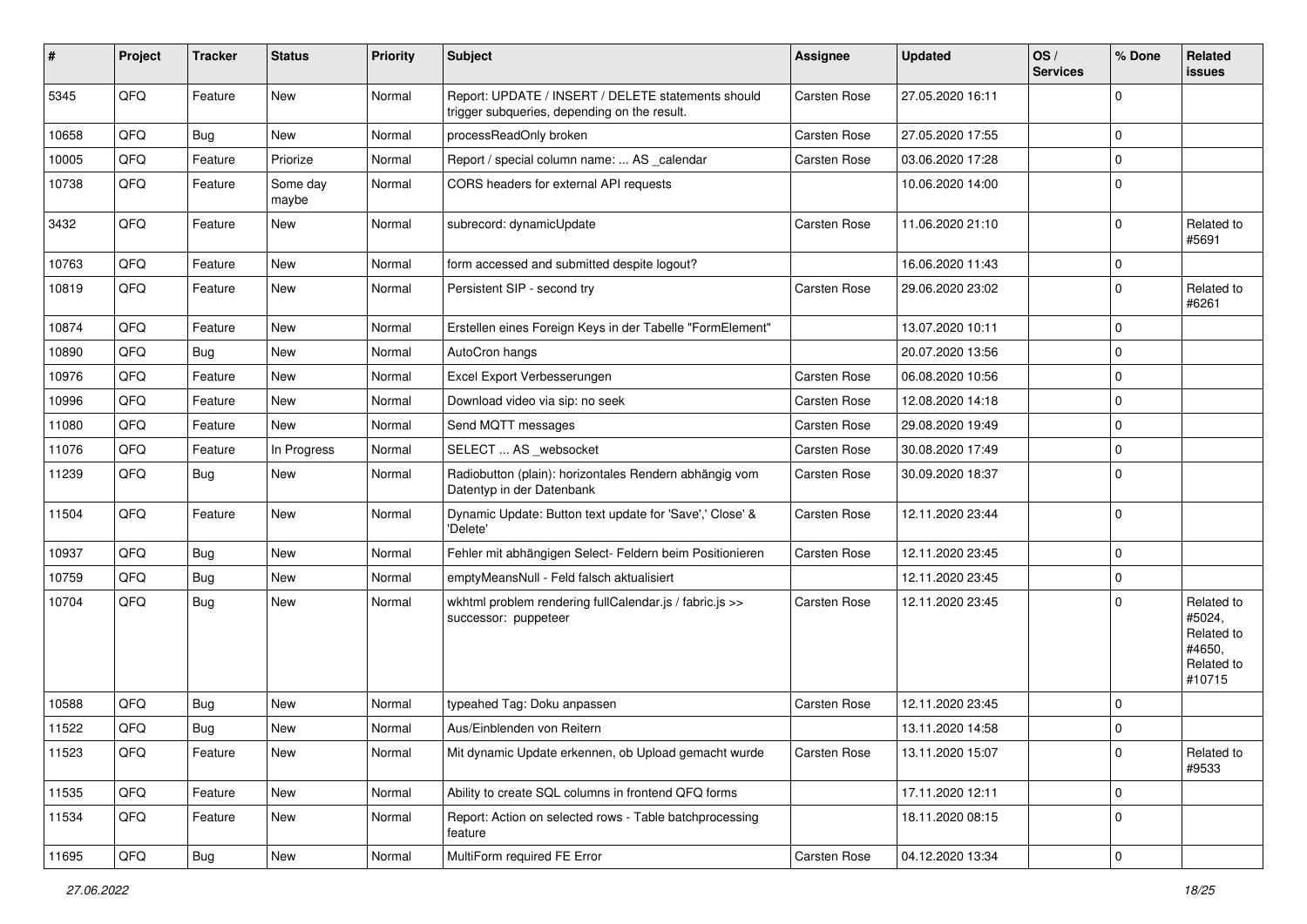| # | Project | Tracker | Status | Priority | Subject | Assignee | Updated | OS / Services | % Done | Related issues |
|---|---|---|---|---|---|---|---|---|---|---|
| 5345 | QFQ | Feature | New | Normal | Report: UPDATE / INSERT / DELETE statements should trigger subqueries, depending on the result. | Carsten Rose | 27.05.2020 16:11 | | 0 | |
| 10658 | QFQ | Bug | New | Normal | processReadOnly broken | Carsten Rose | 27.05.2020 17:55 | | 0 | |
| 10005 | QFQ | Feature | Priorize | Normal | Report / special column name: ... AS _calendar | Carsten Rose | 03.06.2020 17:28 | | 0 | |
| 10738 | QFQ | Feature | Some day maybe | Normal | CORS headers for external API requests | | 10.06.2020 14:00 | | 0 | |
| 3432 | QFQ | Feature | New | Normal | subrecord: dynamicUpdate | Carsten Rose | 11.06.2020 21:10 | | 0 | Related to #5691 |
| 10763 | QFQ | Feature | New | Normal | form accessed and submitted despite logout? | | 16.06.2020 11:43 | | 0 | |
| 10819 | QFQ | Feature | New | Normal | Persistent SIP - second try | Carsten Rose | 29.06.2020 23:02 | | 0 | Related to #6261 |
| 10874 | QFQ | Feature | New | Normal | Erstellen eines Foreign Keys in der Tabelle "FormElement" | | 13.07.2020 10:11 | | 0 | |
| 10890 | QFQ | Bug | New | Normal | AutoCron hangs | | 20.07.2020 13:56 | | 0 | |
| 10976 | QFQ | Feature | New | Normal | Excel Export Verbesserungen | Carsten Rose | 06.08.2020 10:56 | | 0 | |
| 10996 | QFQ | Feature | New | Normal | Download video via sip: no seek | Carsten Rose | 12.08.2020 14:18 | | 0 | |
| 11080 | QFQ | Feature | New | Normal | Send MQTT messages | Carsten Rose | 29.08.2020 19:49 | | 0 | |
| 11076 | QFQ | Feature | In Progress | Normal | SELECT ... AS _websocket | Carsten Rose | 30.08.2020 17:49 | | 0 | |
| 11239 | QFQ | Bug | New | Normal | Radiobutton (plain): horizontales Rendern abhängig vom Datentyp in der Datenbank | Carsten Rose | 30.09.2020 18:37 | | 0 | |
| 11504 | QFQ | Feature | New | Normal | Dynamic Update: Button text update for 'Save',' Close' & 'Delete' | Carsten Rose | 12.11.2020 23:44 | | 0 | |
| 10937 | QFQ | Bug | New | Normal | Fehler mit abhängigen Select- Feldern beim Positionieren | Carsten Rose | 12.11.2020 23:45 | | 0 | |
| 10759 | QFQ | Bug | New | Normal | emptyMeansNull - Feld falsch aktualisiert | | 12.11.2020 23:45 | | 0 | |
| 10704 | QFQ | Bug | New | Normal | wkhtml problem rendering fullCalendar.js / fabric.js >> successor: puppeteer | Carsten Rose | 12.11.2020 23:45 | | 0 | Related to #5024, Related to #4650, Related to #10715 |
| 10588 | QFQ | Bug | New | Normal | typeahed Tag: Doku anpassen | Carsten Rose | 12.11.2020 23:45 | | 0 | |
| 11522 | QFQ | Bug | New | Normal | Aus/Einblenden von Reitern | | 13.11.2020 14:58 | | 0 | |
| 11523 | QFQ | Feature | New | Normal | Mit dynamic Update erkennen, ob Upload gemacht wurde | Carsten Rose | 13.11.2020 15:07 | | 0 | Related to #9533 |
| 11535 | QFQ | Feature | New | Normal | Ability to create SQL columns in frontend QFQ forms | | 17.11.2020 12:11 | | 0 | |
| 11534 | QFQ | Feature | New | Normal | Report: Action on selected rows - Table batchprocessing feature | | 18.11.2020 08:15 | | 0 | |
| 11695 | QFQ | Bug | New | Normal | MultiForm required FE Error | Carsten Rose | 04.12.2020 13:34 | | 0 | |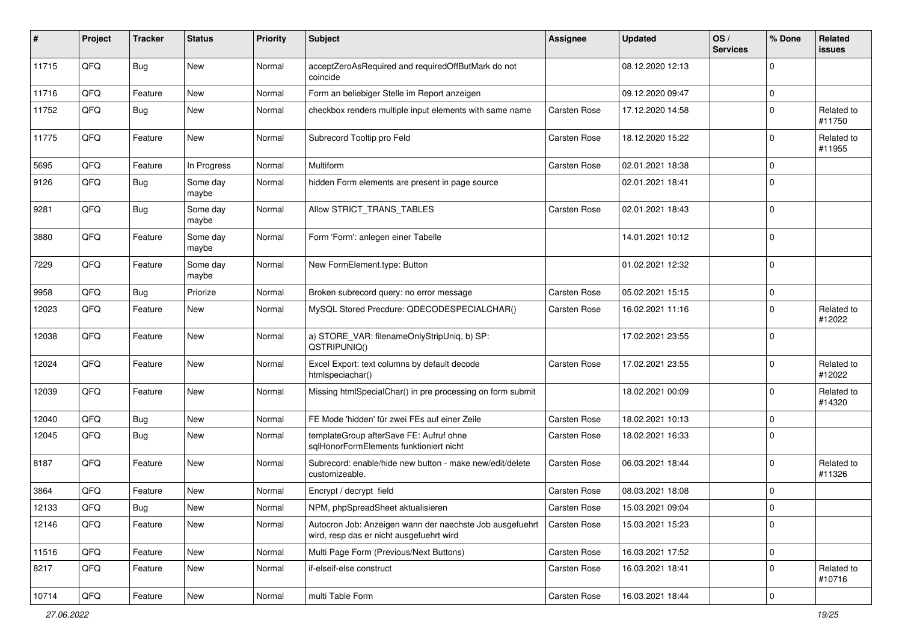| # | Project | Tracker | Status | Priority | Subject | Assignee | Updated | OS / Services | % Done | Related issues |
|---|---|---|---|---|---|---|---|---|---|---|
| 11715 | QFQ | Bug | New | Normal | acceptZeroAsRequired and requiredOffButMark do not coincide | | 08.12.2020 12:13 | | 0 | |
| 11716 | QFQ | Feature | New | Normal | Form an beliebiger Stelle im Report anzeigen | | 09.12.2020 09:47 | | 0 | |
| 11752 | QFQ | Bug | New | Normal | checkbox renders multiple input elements with same name | Carsten Rose | 17.12.2020 14:58 | | 0 | Related to #11750 |
| 11775 | QFQ | Feature | New | Normal | Subrecord Tooltip pro Feld | Carsten Rose | 18.12.2020 15:22 | | 0 | Related to #11955 |
| 5695 | QFQ | Feature | In Progress | Normal | Multiform | Carsten Rose | 02.01.2021 18:38 | | 0 | |
| 9126 | QFQ | Bug | Some day maybe | Normal | hidden Form elements are present in page source | | 02.01.2021 18:41 | | 0 | |
| 9281 | QFQ | Bug | Some day maybe | Normal | Allow STRICT_TRANS_TABLES | Carsten Rose | 02.01.2021 18:43 | | 0 | |
| 3880 | QFQ | Feature | Some day maybe | Normal | Form 'Form': anlegen einer Tabelle | | 14.01.2021 10:12 | | 0 | |
| 7229 | QFQ | Feature | Some day maybe | Normal | New FormElement.type: Button | | 01.02.2021 12:32 | | 0 | |
| 9958 | QFQ | Bug | Priorize | Normal | Broken subrecord query: no error message | Carsten Rose | 05.02.2021 15:15 | | 0 | |
| 12023 | QFQ | Feature | New | Normal | MySQL Stored Precdure: QDECODESPECIALCHAR() | Carsten Rose | 16.02.2021 11:16 | | 0 | Related to #12022 |
| 12038 | QFQ | Feature | New | Normal | a) STORE_VAR: filenameOnlyStripUniq, b) SP: QSTRIPUNIQ() | | 17.02.2021 23:55 | | 0 | |
| 12024 | QFQ | Feature | New | Normal | Excel Export: text columns by default decode htmlspeciachar() | Carsten Rose | 17.02.2021 23:55 | | 0 | Related to #12022 |
| 12039 | QFQ | Feature | New | Normal | Missing htmlSpecialChar() in pre processing on form submit | | 18.02.2021 00:09 | | 0 | Related to #14320 |
| 12040 | QFQ | Bug | New | Normal | FE Mode 'hidden' für zwei FEs auf einer Zeile | Carsten Rose | 18.02.2021 10:13 | | 0 | |
| 12045 | QFQ | Bug | New | Normal | templateGroup afterSave FE: Aufruf ohne sqlHonorFormElements funktioniert nicht | Carsten Rose | 18.02.2021 16:33 | | 0 | |
| 8187 | QFQ | Feature | New | Normal | Subrecord: enable/hide new button - make new/edit/delete customizeable. | Carsten Rose | 06.03.2021 18:44 | | 0 | Related to #11326 |
| 3864 | QFQ | Feature | New | Normal | Encrypt / decrypt field | Carsten Rose | 08.03.2021 18:08 | | 0 | |
| 12133 | QFQ | Bug | New | Normal | NPM, phpSpreadSheet aktualisieren | Carsten Rose | 15.03.2021 09:04 | | 0 | |
| 12146 | QFQ | Feature | New | Normal | Autocron Job: Anzeigen wann der naechste Job ausgefuehrt wird, resp das er nicht ausgefuehrt wird | Carsten Rose | 15.03.2021 15:23 | | 0 | |
| 11516 | QFQ | Feature | New | Normal | Multi Page Form (Previous/Next Buttons) | Carsten Rose | 16.03.2021 17:52 | | 0 | |
| 8217 | QFQ | Feature | New | Normal | if-elseif-else construct | Carsten Rose | 16.03.2021 18:41 | | 0 | Related to #10716 |
| 10714 | QFQ | Feature | New | Normal | multi Table Form | Carsten Rose | 16.03.2021 18:44 | | 0 | |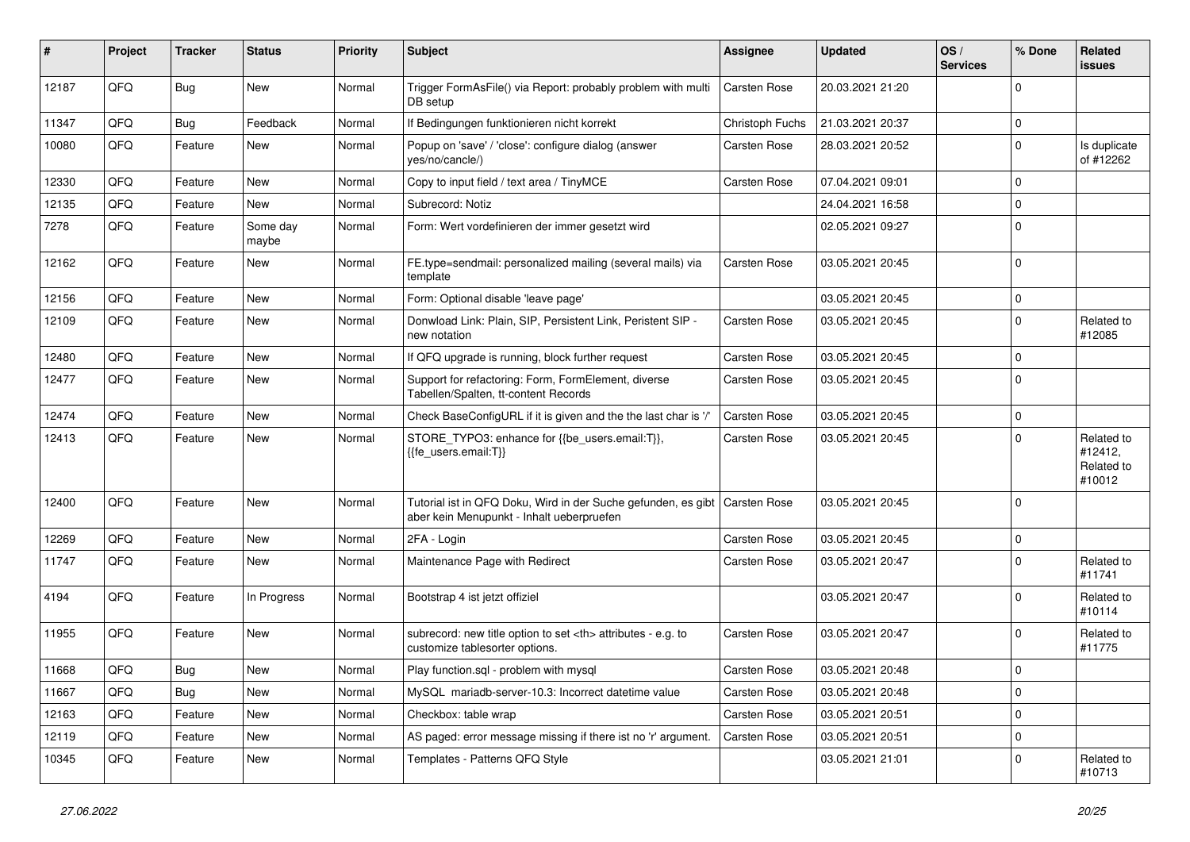| # | Project | Tracker | Status | Priority | Subject | Assignee | Updated | OS / Services | % Done | Related issues |
|---|---|---|---|---|---|---|---|---|---|---|
| 12187 | QFQ | Bug | New | Normal | Trigger FormAsFile() via Report: probably problem with multi DB setup | Carsten Rose | 20.03.2021 21:20 | | 0 | |
| 11347 | QFQ | Bug | Feedback | Normal | If Bedingungen funktionieren nicht korrekt | Christoph Fuchs | 21.03.2021 20:37 | | 0 | |
| 10080 | QFQ | Feature | New | Normal | Popup on 'save' / 'close': configure dialog (answer yes/no/cancle/) | Carsten Rose | 28.03.2021 20:52 | | 0 | Is duplicate of #12262 |
| 12330 | QFQ | Feature | New | Normal | Copy to input field / text area / TinyMCE | Carsten Rose | 07.04.2021 09:01 | | 0 | |
| 12135 | QFQ | Feature | New | Normal | Subrecord: Notiz | | 24.04.2021 16:58 | | 0 | |
| 7278 | QFQ | Feature | Some day maybe | Normal | Form: Wert vordefinieren der immer gesetzt wird | | 02.05.2021 09:27 | | 0 | |
| 12162 | QFQ | Feature | New | Normal | FE.type=sendmail: personalized mailing (several mails) via template | Carsten Rose | 03.05.2021 20:45 | | 0 | |
| 12156 | QFQ | Feature | New | Normal | Form: Optional disable 'leave page' | | 03.05.2021 20:45 | | 0 | |
| 12109 | QFQ | Feature | New | Normal | Donwload Link: Plain, SIP, Persistent Link, Peristent SIP - new notation | Carsten Rose | 03.05.2021 20:45 | | 0 | Related to #12085 |
| 12480 | QFQ | Feature | New | Normal | If QFQ upgrade is running, block further request | Carsten Rose | 03.05.2021 20:45 | | 0 | |
| 12477 | QFQ | Feature | New | Normal | Support for refactoring: Form, FormElement, diverse Tabellen/Spalten, tt-content Records | Carsten Rose | 03.05.2021 20:45 | | 0 | |
| 12474 | QFQ | Feature | New | Normal | Check BaseConfigURL if it is given and the the last char is '/' | Carsten Rose | 03.05.2021 20:45 | | 0 | |
| 12413 | QFQ | Feature | New | Normal | STORE_TYPO3: enhance for {{be_users.email:T}}, {{fe_users.email:T}} | Carsten Rose | 03.05.2021 20:45 | | 0 | Related to #12412, Related to #10012 |
| 12400 | QFQ | Feature | New | Normal | Tutorial ist in QFQ Doku, Wird in der Suche gefunden, es gibt aber kein Menupunkt - Inhalt ueberpruefen | Carsten Rose | 03.05.2021 20:45 | | 0 | |
| 12269 | QFQ | Feature | New | Normal | 2FA - Login | Carsten Rose | 03.05.2021 20:45 | | 0 | |
| 11747 | QFQ | Feature | New | Normal | Maintenance Page with Redirect | Carsten Rose | 03.05.2021 20:47 | | 0 | Related to #11741 |
| 4194 | QFQ | Feature | In Progress | Normal | Bootstrap 4 ist jetzt offiziel | | 03.05.2021 20:47 | | 0 | Related to #10114 |
| 11955 | QFQ | Feature | New | Normal | subrecord: new title option to set <th> attributes - e.g. to customize tablesorter options. | Carsten Rose | 03.05.2021 20:47 | | 0 | Related to #11775 |
| 11668 | QFQ | Bug | New | Normal | Play function.sql - problem with mysql | Carsten Rose | 03.05.2021 20:48 | | 0 | |
| 11667 | QFQ | Bug | New | Normal | MySQL mariadb-server-10.3: Incorrect datetime value | Carsten Rose | 03.05.2021 20:48 | | 0 | |
| 12163 | QFQ | Feature | New | Normal | Checkbox: table wrap | Carsten Rose | 03.05.2021 20:51 | | 0 | |
| 12119 | QFQ | Feature | New | Normal | AS paged: error message missing if there ist no 'r' argument. | Carsten Rose | 03.05.2021 20:51 | | 0 | |
| 10345 | QFQ | Feature | New | Normal | Templates - Patterns QFQ Style | | 03.05.2021 21:01 | | 0 | Related to #10713 |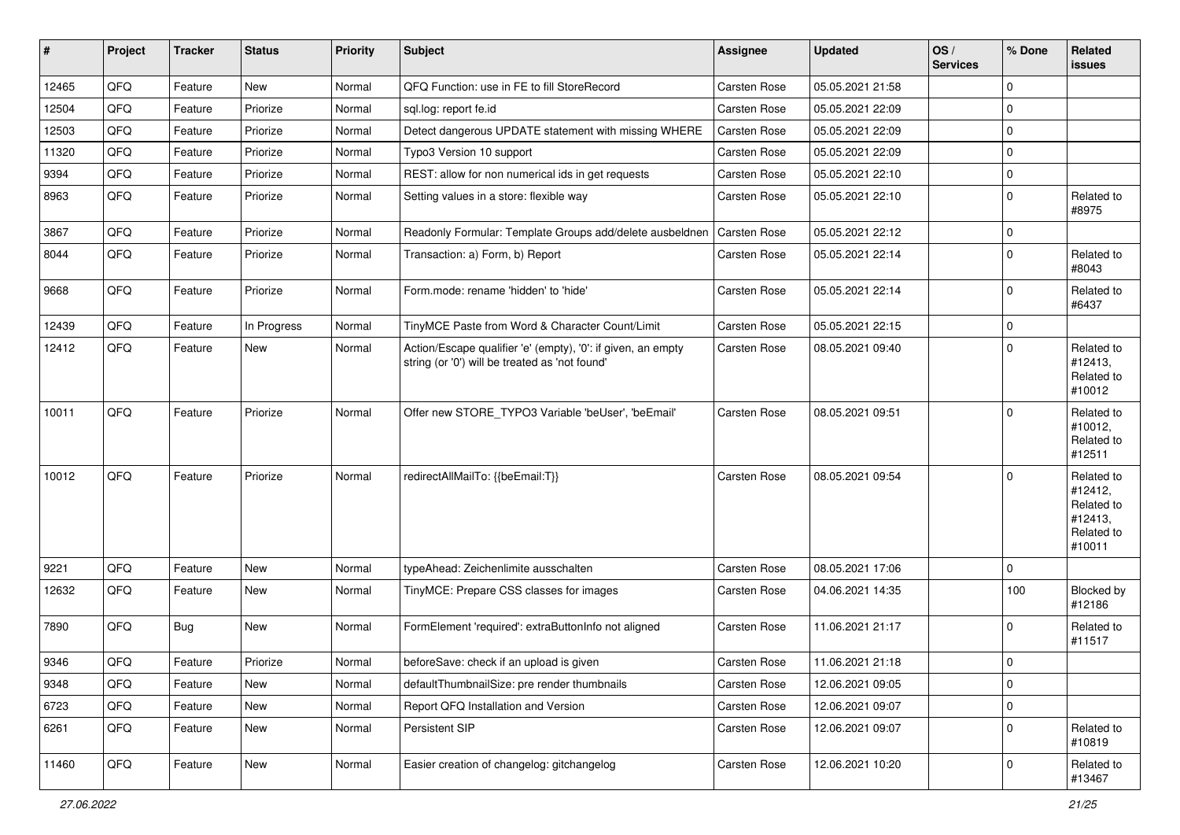| # | Project | Tracker | Status | Priority | Subject | Assignee | Updated | OS / Services | % Done | Related issues |
|---|---|---|---|---|---|---|---|---|---|---|
| 12465 | QFQ | Feature | New | Normal | QFQ Function: use in FE to fill StoreRecord | Carsten Rose | 05.05.2021 21:58 | | 0 | |
| 12504 | QFQ | Feature | Priorize | Normal | sql.log: report fe.id | Carsten Rose | 05.05.2021 22:09 | | 0 | |
| 12503 | QFQ | Feature | Priorize | Normal | Detect dangerous UPDATE statement with missing WHERE | Carsten Rose | 05.05.2021 22:09 | | 0 | |
| 11320 | QFQ | Feature | Priorize | Normal | Typo3 Version 10 support | Carsten Rose | 05.05.2021 22:09 | | 0 | |
| 9394 | QFQ | Feature | Priorize | Normal | REST: allow for non numerical ids in get requests | Carsten Rose | 05.05.2021 22:10 | | 0 | |
| 8963 | QFQ | Feature | Priorize | Normal | Setting values in a store: flexible way | Carsten Rose | 05.05.2021 22:10 | | 0 | Related to #8975 |
| 3867 | QFQ | Feature | Priorize | Normal | Readonly Formular: Template Groups add/delete ausbeldnen | Carsten Rose | 05.05.2021 22:12 | | 0 | |
| 8044 | QFQ | Feature | Priorize | Normal | Transaction: a) Form, b) Report | Carsten Rose | 05.05.2021 22:14 | | 0 | Related to #8043 |
| 9668 | QFQ | Feature | Priorize | Normal | Form.mode: rename 'hidden' to 'hide' | Carsten Rose | 05.05.2021 22:14 | | 0 | Related to #6437 |
| 12439 | QFQ | Feature | In Progress | Normal | TinyMCE Paste from Word & Character Count/Limit | Carsten Rose | 05.05.2021 22:15 | | 0 | |
| 12412 | QFQ | Feature | New | Normal | Action/Escape qualifier 'e' (empty), '0': if given, an empty string (or '0') will be treated as 'not found' | Carsten Rose | 08.05.2021 09:40 | | 0 | Related to #12413, Related to #10012 |
| 10011 | QFQ | Feature | Priorize | Normal | Offer new STORE_TYPO3 Variable 'beUser', 'beEmail' | Carsten Rose | 08.05.2021 09:51 | | 0 | Related to #10012, Related to #12511 |
| 10012 | QFQ | Feature | Priorize | Normal | redirectAllMailTo: {{beEmail:T}} | Carsten Rose | 08.05.2021 09:54 | | 0 | Related to #12412, Related to #12413, Related to #10011 |
| 9221 | QFQ | Feature | New | Normal | typeAhead: Zeichenlimite ausschalten | Carsten Rose | 08.05.2021 17:06 | | 0 | |
| 12632 | QFQ | Feature | New | Normal | TinyMCE: Prepare CSS classes for images | Carsten Rose | 04.06.2021 14:35 | | 100 | Blocked by #12186 |
| 7890 | QFQ | Bug | New | Normal | FormElement 'required': extraButtonInfo not aligned | Carsten Rose | 11.06.2021 21:17 | | 0 | Related to #11517 |
| 9346 | QFQ | Feature | Priorize | Normal | beforeSave: check if an upload is given | Carsten Rose | 11.06.2021 21:18 | | 0 | |
| 9348 | QFQ | Feature | New | Normal | defaultThumbnailSize: pre render thumbnails | Carsten Rose | 12.06.2021 09:05 | | 0 | |
| 6723 | QFQ | Feature | New | Normal | Report QFQ Installation and Version | Carsten Rose | 12.06.2021 09:07 | | 0 | |
| 6261 | QFQ | Feature | New | Normal | Persistent SIP | Carsten Rose | 12.06.2021 09:07 | | 0 | Related to #10819 |
| 11460 | QFQ | Feature | New | Normal | Easier creation of changelog: gitchangelog | Carsten Rose | 12.06.2021 10:20 | | 0 | Related to #13467 |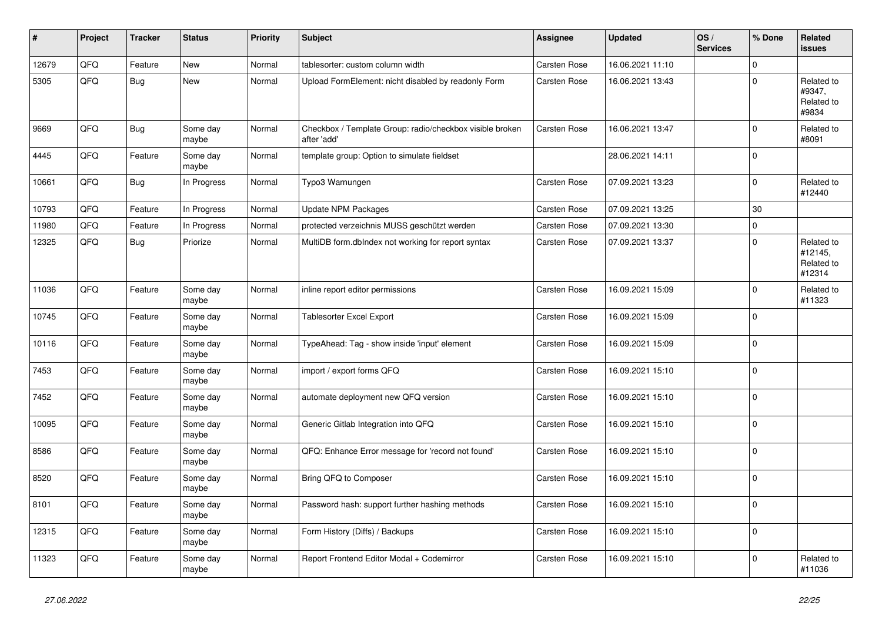| # | Project | Tracker | Status | Priority | Subject | Assignee | Updated | OS / Services | % Done | Related issues |
|---|---|---|---|---|---|---|---|---|---|---|
| 12679 | QFQ | Feature | New | Normal | tablesorter: custom column width | Carsten Rose | 16.06.2021 11:10 | | 0 | |
| 5305 | QFQ | Bug | New | Normal | Upload FormElement: nicht disabled by readonly Form | Carsten Rose | 16.06.2021 13:43 | | 0 | Related to #9347, Related to #9834 |
| 9669 | QFQ | Bug | Some day maybe | Normal | Checkbox / Template Group: radio/checkbox visible broken after 'add' | Carsten Rose | 16.06.2021 13:47 | | 0 | Related to #8091 |
| 4445 | QFQ | Feature | Some day maybe | Normal | template group: Option to simulate fieldset | | 28.06.2021 14:11 | | 0 | |
| 10661 | QFQ | Bug | In Progress | Normal | Typo3 Warnungen | Carsten Rose | 07.09.2021 13:23 | | 0 | Related to #12440 |
| 10793 | QFQ | Feature | In Progress | Normal | Update NPM Packages | Carsten Rose | 07.09.2021 13:25 | | 30 | |
| 11980 | QFQ | Feature | In Progress | Normal | protected verzeichnis MUSS geschützt werden | Carsten Rose | 07.09.2021 13:30 | | 0 | |
| 12325 | QFQ | Bug | Priorize | Normal | MultiDB form.dbIndex not working for report syntax | Carsten Rose | 07.09.2021 13:37 | | 0 | Related to #12145, Related to #12314 |
| 11036 | QFQ | Feature | Some day maybe | Normal | inline report editor permissions | Carsten Rose | 16.09.2021 15:09 | | 0 | Related to #11323 |
| 10745 | QFQ | Feature | Some day maybe | Normal | Tablesorter Excel Export | Carsten Rose | 16.09.2021 15:09 | | 0 | |
| 10116 | QFQ | Feature | Some day maybe | Normal | TypeAhead: Tag - show inside 'input' element | Carsten Rose | 16.09.2021 15:09 | | 0 | |
| 7453 | QFQ | Feature | Some day maybe | Normal | import / export forms QFQ | Carsten Rose | 16.09.2021 15:10 | | 0 | |
| 7452 | QFQ | Feature | Some day maybe | Normal | automate deployment new QFQ version | Carsten Rose | 16.09.2021 15:10 | | 0 | |
| 10095 | QFQ | Feature | Some day maybe | Normal | Generic Gitlab Integration into QFQ | Carsten Rose | 16.09.2021 15:10 | | 0 | |
| 8586 | QFQ | Feature | Some day maybe | Normal | QFQ: Enhance Error message for 'record not found' | Carsten Rose | 16.09.2021 15:10 | | 0 | |
| 8520 | QFQ | Feature | Some day maybe | Normal | Bring QFQ to Composer | Carsten Rose | 16.09.2021 15:10 | | 0 | |
| 8101 | QFQ | Feature | Some day maybe | Normal | Password hash: support further hashing methods | Carsten Rose | 16.09.2021 15:10 | | 0 | |
| 12315 | QFQ | Feature | Some day maybe | Normal | Form History (Diffs) / Backups | Carsten Rose | 16.09.2021 15:10 | | 0 | |
| 11323 | QFQ | Feature | Some day maybe | Normal | Report Frontend Editor Modal + Codemirror | Carsten Rose | 16.09.2021 15:10 | | 0 | Related to #11036 |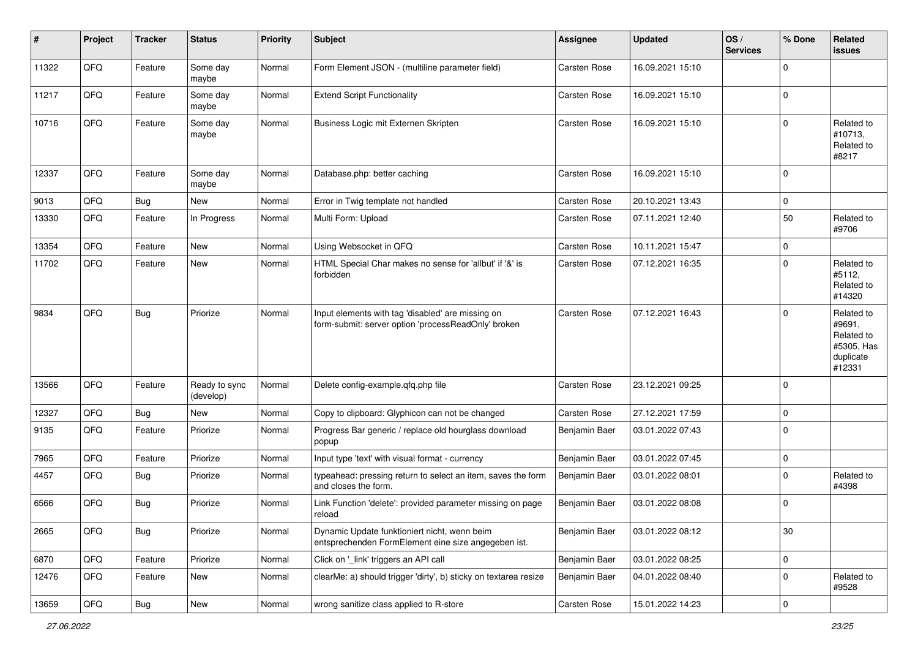| # | Project | Tracker | Status | Priority | Subject | Assignee | Updated | OS / Services | % Done | Related issues |
|---|---|---|---|---|---|---|---|---|---|---|
| 11322 | QFQ | Feature | Some day maybe | Normal | Form Element JSON - (multiline parameter field) | Carsten Rose | 16.09.2021 15:10 | | 0 | |
| 11217 | QFQ | Feature | Some day maybe | Normal | Extend Script Functionality | Carsten Rose | 16.09.2021 15:10 | | 0 | |
| 10716 | QFQ | Feature | Some day maybe | Normal | Business Logic mit Externen Skripten | Carsten Rose | 16.09.2021 15:10 | | 0 | Related to #10713, Related to #8217 |
| 12337 | QFQ | Feature | Some day maybe | Normal | Database.php: better caching | Carsten Rose | 16.09.2021 15:10 | | 0 | |
| 9013 | QFQ | Bug | New | Normal | Error in Twig template not handled | Carsten Rose | 20.10.2021 13:43 | | 0 | |
| 13330 | QFQ | Feature | In Progress | Normal | Multi Form: Upload | Carsten Rose | 07.11.2021 12:40 | | 50 | Related to #9706 |
| 13354 | QFQ | Feature | New | Normal | Using Websocket in QFQ | Carsten Rose | 10.11.2021 15:47 | | 0 | |
| 11702 | QFQ | Feature | New | Normal | HTML Special Char makes no sense for 'allbut' if '&' is forbidden | Carsten Rose | 07.12.2021 16:35 | | 0 | Related to #5112, Related to #14320 |
| 9834 | QFQ | Bug | Priorize | Normal | Input elements with tag 'disabled' are missing on form-submit: server option 'processReadOnly' broken | Carsten Rose | 07.12.2021 16:43 | | 0 | Related to #9691, Related to #5305, Has duplicate #12331 |
| 13566 | QFQ | Feature | Ready to sync (develop) | Normal | Delete config-example.qfq.php file | Carsten Rose | 23.12.2021 09:25 | | 0 | |
| 12327 | QFQ | Bug | New | Normal | Copy to clipboard: Glyphicon can not be changed | Carsten Rose | 27.12.2021 17:59 | | 0 | |
| 9135 | QFQ | Feature | Priorize | Normal | Progress Bar generic / replace old hourglass download popup | Benjamin Baer | 03.01.2022 07:43 | | 0 | |
| 7965 | QFQ | Feature | Priorize | Normal | Input type 'text' with visual format - currency | Benjamin Baer | 03.01.2022 07:45 | | 0 | |
| 4457 | QFQ | Bug | Priorize | Normal | typeahead: pressing return to select an item, saves the form and closes the form. | Benjamin Baer | 03.01.2022 08:01 | | 0 | Related to #4398 |
| 6566 | QFQ | Bug | Priorize | Normal | Link Function 'delete': provided parameter missing on page reload | Benjamin Baer | 03.01.2022 08:08 | | 0 | |
| 2665 | QFQ | Bug | Priorize | Normal | Dynamic Update funktioniert nicht, wenn beim entsprechenden FormElement eine size angegeben ist. | Benjamin Baer | 03.01.2022 08:12 | | 30 | |
| 6870 | QFQ | Feature | Priorize | Normal | Click on '_link' triggers an API call | Benjamin Baer | 03.01.2022 08:25 | | 0 | |
| 12476 | QFQ | Feature | New | Normal | clearMe: a) should trigger 'dirty', b) sticky on textarea resize | Benjamin Baer | 04.01.2022 08:40 | | 0 | Related to #9528 |
| 13659 | QFQ | Bug | New | Normal | wrong sanitize class applied to R-store | Carsten Rose | 15.01.2022 14:23 | | 0 | |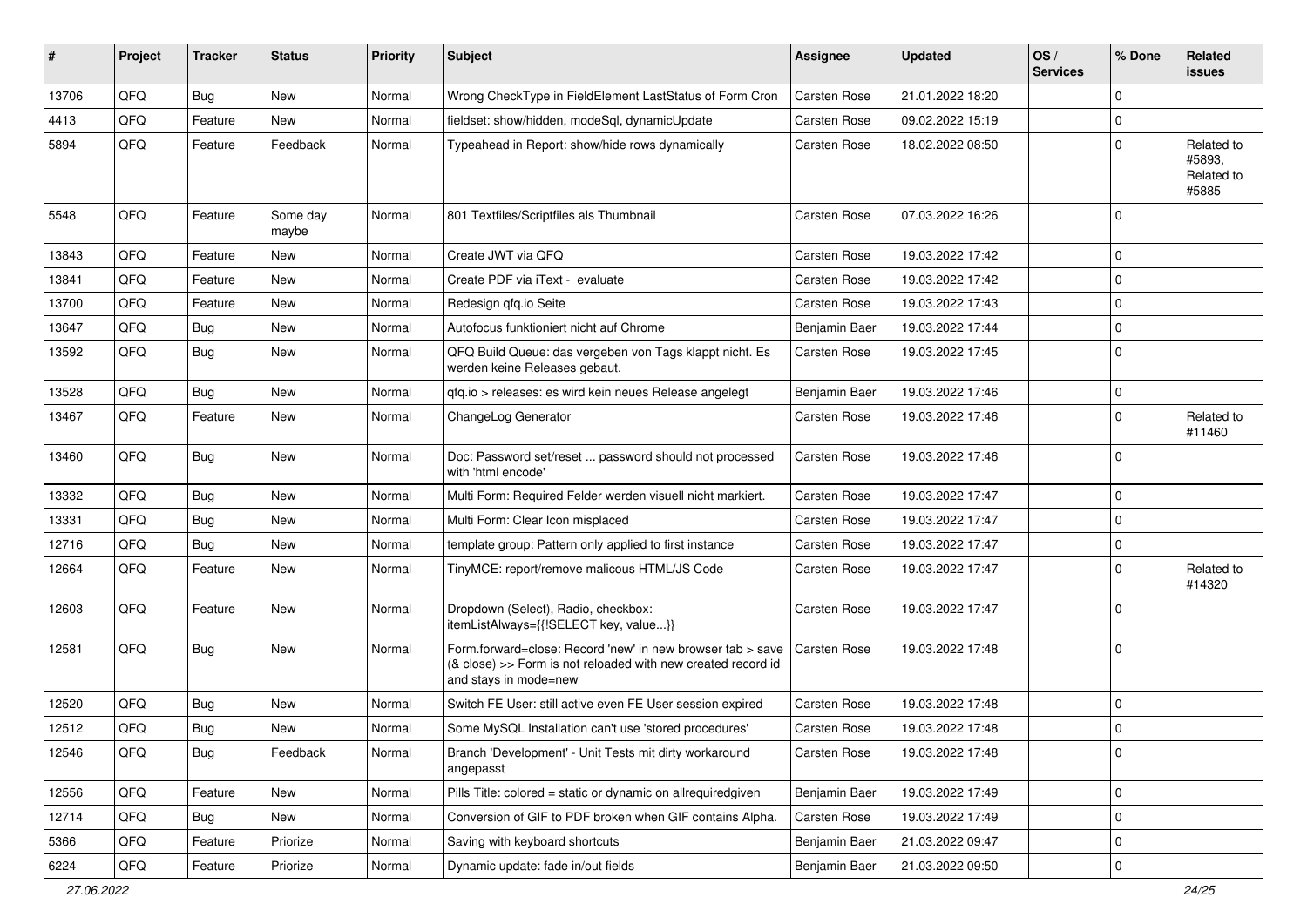| # | Project | Tracker | Status | Priority | Subject | Assignee | Updated | OS / Services | % Done | Related issues |
|---|---|---|---|---|---|---|---|---|---|---|
| 13706 | QFQ | Bug | New | Normal | Wrong CheckType in FieldElement LastStatus of Form Cron | Carsten Rose | 21.01.2022 18:20 | | 0 | |
| 4413 | QFQ | Feature | New | Normal | fieldset: show/hidden, modeSql, dynamicUpdate | Carsten Rose | 09.02.2022 15:19 | | 0 | |
| 5894 | QFQ | Feature | Feedback | Normal | Typeahead in Report: show/hide rows dynamically | Carsten Rose | 18.02.2022 08:50 | | 0 | Related to #5893, Related to #5885 |
| 5548 | QFQ | Feature | Some day maybe | Normal | 801 Textfiles/Scriptfiles als Thumbnail | Carsten Rose | 07.03.2022 16:26 | | 0 | |
| 13843 | QFQ | Feature | New | Normal | Create JWT via QFQ | Carsten Rose | 19.03.2022 17:42 | | 0 | |
| 13841 | QFQ | Feature | New | Normal | Create PDF via iText - evaluate | Carsten Rose | 19.03.2022 17:42 | | 0 | |
| 13700 | QFQ | Feature | New | Normal | Redesign qfq.io Seite | Carsten Rose | 19.03.2022 17:43 | | 0 | |
| 13647 | QFQ | Bug | New | Normal | Autofocus funktioniert nicht auf Chrome | Benjamin Baer | 19.03.2022 17:44 | | 0 | |
| 13592 | QFQ | Bug | New | Normal | QFQ Build Queue: das vergeben von Tags klappt nicht. Es werden keine Releases gebaut. | Carsten Rose | 19.03.2022 17:45 | | 0 | |
| 13528 | QFQ | Bug | New | Normal | qfq.io > releases: es wird kein neues Release angelegt | Benjamin Baer | 19.03.2022 17:46 | | 0 | |
| 13467 | QFQ | Feature | New | Normal | ChangeLog Generator | Carsten Rose | 19.03.2022 17:46 | | 0 | Related to #11460 |
| 13460 | QFQ | Bug | New | Normal | Doc: Password set/reset ... password should not processed with 'html encode' | Carsten Rose | 19.03.2022 17:46 | | 0 | |
| 13332 | QFQ | Bug | New | Normal | Multi Form: Required Felder werden visuell nicht markiert. | Carsten Rose | 19.03.2022 17:47 | | 0 | |
| 13331 | QFQ | Bug | New | Normal | Multi Form: Clear Icon misplaced | Carsten Rose | 19.03.2022 17:47 | | 0 | |
| 12716 | QFQ | Bug | New | Normal | template group: Pattern only applied to first instance | Carsten Rose | 19.03.2022 17:47 | | 0 | |
| 12664 | QFQ | Feature | New | Normal | TinyMCE: report/remove malicous HTML/JS Code | Carsten Rose | 19.03.2022 17:47 | | 0 | Related to #14320 |
| 12603 | QFQ | Feature | New | Normal | Dropdown (Select), Radio, checkbox: itemListAlways={{!SELECT key, value...}} | Carsten Rose | 19.03.2022 17:47 | | 0 | |
| 12581 | QFQ | Bug | New | Normal | Form.forward=close: Record 'new' in new browser tab > save (& close) >> Form is not reloaded with new created record id and stays in mode=new | Carsten Rose | 19.03.2022 17:48 | | 0 | |
| 12520 | QFQ | Bug | New | Normal | Switch FE User: still active even FE User session expired | Carsten Rose | 19.03.2022 17:48 | | 0 | |
| 12512 | QFQ | Bug | New | Normal | Some MySQL Installation can't use 'stored procedures' | Carsten Rose | 19.03.2022 17:48 | | 0 | |
| 12546 | QFQ | Bug | Feedback | Normal | Branch 'Development' - Unit Tests mit dirty workaround angepasst | Carsten Rose | 19.03.2022 17:48 | | 0 | |
| 12556 | QFQ | Feature | New | Normal | Pills Title: colored = static or dynamic on allrequiredgiven | Benjamin Baer | 19.03.2022 17:49 | | 0 | |
| 12714 | QFQ | Bug | New | Normal | Conversion of GIF to PDF broken when GIF contains Alpha. | Carsten Rose | 19.03.2022 17:49 | | 0 | |
| 5366 | QFQ | Feature | Priorize | Normal | Saving with keyboard shortcuts | Benjamin Baer | 21.03.2022 09:47 | | 0 | |
| 6224 | QFQ | Feature | Priorize | Normal | Dynamic update: fade in/out fields | Benjamin Baer | 21.03.2022 09:50 | | 0 | |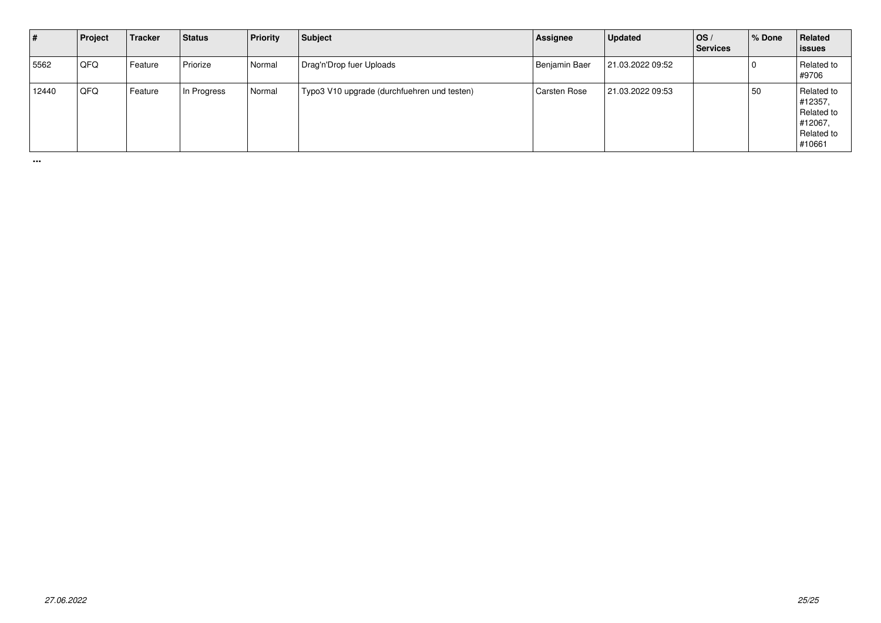| # | Project | Tracker | Status | Priority | Subject | Assignee | Updated | OS / Services | % Done | Related issues |
|---|---|---|---|---|---|---|---|---|---|---|
| 5562 | QFQ | Feature | Priorize | Normal | Drag'n'Drop fuer Uploads | Benjamin Baer | 21.03.2022 09:52 | | 0 | Related to #9706 |
| 12440 | QFQ | Feature | In Progress | Normal | Typo3 V10 upgrade (durchfuehren und testen) | Carsten Rose | 21.03.2022 09:53 | | 50 | Related to #12357, Related to #12067, Related to #10661 |

...